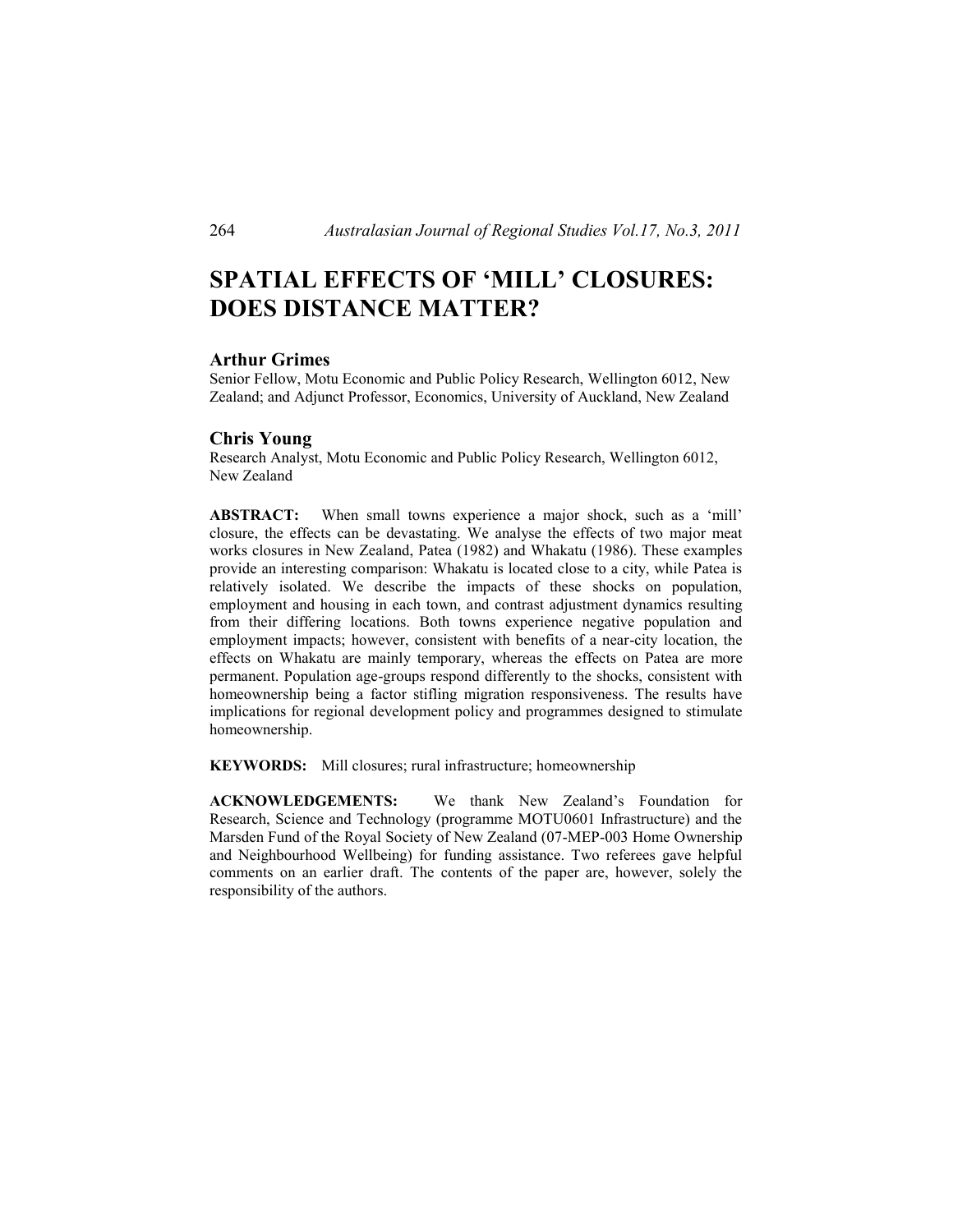# SPATIAL EFFECTS OF 'MILL' CLOSURES: DOES DISTANCE MATTER?

### Arthur Grimes

Senior Fellow, Motu Economic and Public Policy Research, Wellington 6012, New Zealand; and Adjunct Professor, Economics, University of Auckland, New Zealand

### Chris Young

Research Analyst, Motu Economic and Public Policy Research, Wellington 6012, New Zealand

**ABSTRACT:** When small towns experience a major shock, such as a 'mill' closure, the effects can be devastating. We analyse the effects of two major meat works closures in New Zealand, Patea (1982) and Whakatu (1986). These examples provide an interesting comparison: Whakatu is located close to a city, while Patea is relatively isolated. We describe the impacts of these shocks on population, employment and housing in each town, and contrast adjustment dynamics resulting from their differing locations. Both towns experience negative population and employment impacts; however, consistent with benefits of a near-city location, the effects on Whakatu are mainly temporary, whereas the effects on Patea are more permanent. Population age-groups respond differently to the shocks, consistent with homeownership being a factor stifling migration responsiveness. The results have implications for regional development policy and programmes designed to stimulate homeownership.

**KEYWORDS:** Mill closures; rural infrastructure; homeownership

**ACKNOWLEDGEMENTS:** We thank New Zealand's Foundation for Research, Science and Technology (programme MOTU0601 Infrastructure) and the Marsden Fund of the Royal Society of New Zealand (07-MEP-003 Home Ownership and Neighbourhood Wellbeing) for funding assistance. Two referees gave helpful comments on an earlier draft. The contents of the paper are, however, solely the responsibility of the authors.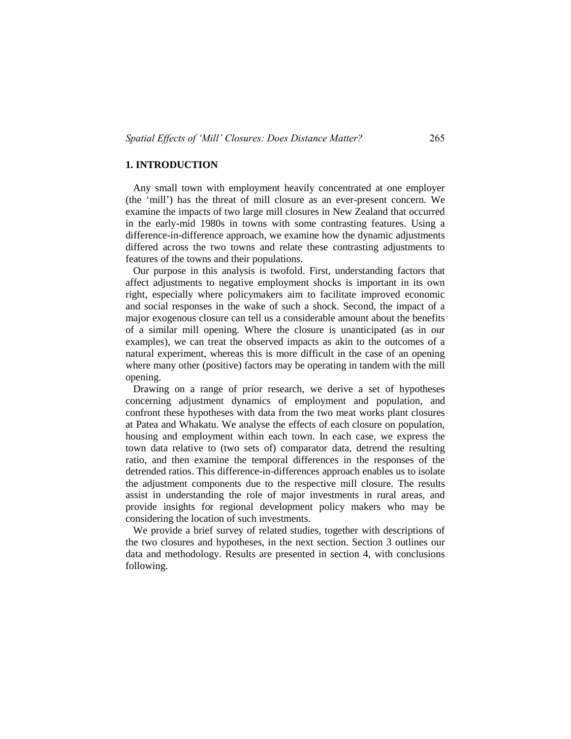## 1. INTRODUCTION

Any small town with employment heavily concentrated at one employer (the 'mill') has the threat of mill closure as an ever-present concern. We examine the impacts of two large mill closures in New Zealand that occurred in the early-mid 1980s in towns with some contrasting features. Using a difference-in-difference approach, we examine how the dynamic adjustments differed across the two towns and relate these contrasting adjustments to features of the towns and their populations.

Our purpose in this analysis is twofold. First, understanding factors that affect adjustments to negative employment shocks is important in its own right, especially where policymakers aim to facilitate improved economic and social responses in the wake of such a shock. Second, the impact of a major exogenous closure can tell us a considerable amount about the benefits of a similar mill opening. Where the closure is unanticipated (as in our examples), we can treat the observed impacts as akin to the outcomes of a natural experiment, whereas this is more difficult in the case of an opening where many other (positive) factors may be operating in tandem with the mill opening.

Drawing on a range of prior research, we derive a set of hypotheses concerning adjustment dynamics of employment and population, and confront these hypotheses with data from the two meat works plant closures at Patea and Whakatu. We analyse the effects of each closure on population, housing and employment within each town. In each case, we express the town data relative to (two sets of) comparator data, detrend the resulting ratio, and then examine the temporal differences in the responses of the detrended ratios. This difference-in-differences approach enables us to isolate the adjustment components due to the respective mill closure. The results assist in understanding the role of major investments in rural areas, and provide insights for regional development policy makers who may be considering the location of such investments.

We provide a brief survey of related studies, together with descriptions of the two closures and hypotheses, in the next section. Section 3 outlines our data and methodology. Results are presented in section 4, with conclusions following.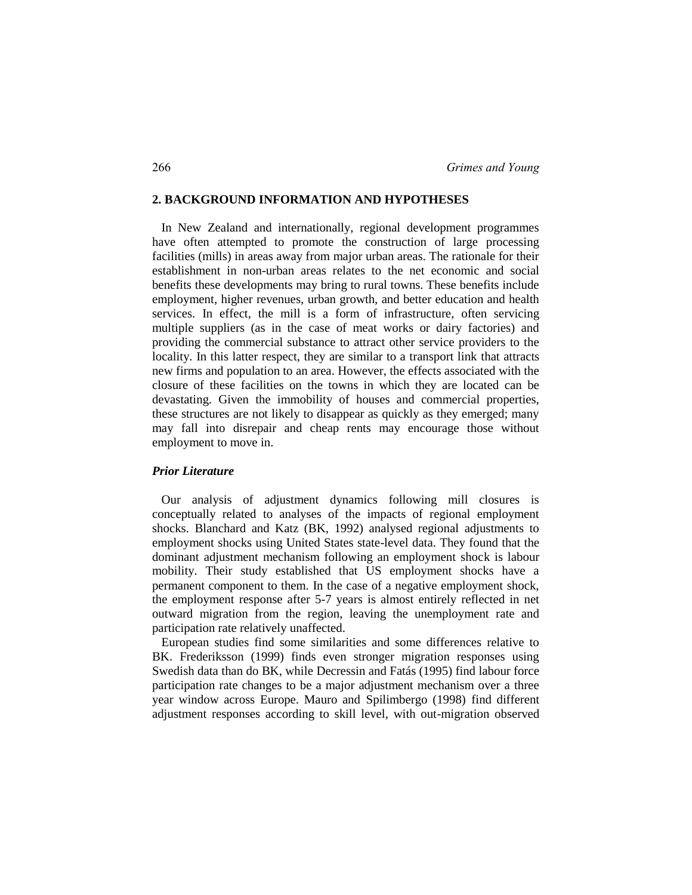## 2. BACKGROUND INFORMATION AND HYPOTHESES

In New Zealand and internationally, regional development programmes have often attempted to promote the construction of large processing facilities (mills) in areas away from major urban areas. The rationale for their establishment in non-urban areas relates to the net economic and social benefits these developments may bring to rural towns. These benefits include employment, higher revenues, urban growth, and better education and health services. In effect, the mill is a form of infrastructure, often servicing multiple suppliers (as in the case of meat works or dairy factories) and providing the commercial substance to attract other service providers to the locality. In this latter respect, they are similar to a transport link that attracts new firms and population to an area. However, the effects associated with the closure of these facilities on the towns in which they are located can be devastating. Given the immobility of houses and commercial properties, these structures are not likely to disappear as quickly as they emerged; many may fall into disrepair and cheap rents may encourage those without employment to move in.

### *Prior Literature*

Our analysis of adjustment dynamics following mill closures is conceptually related to analyses of the impacts of regional employment shocks. Blanchard and Katz (BK, 1992) analysed regional adjustments to employment shocks using United States state-level data. They found that the dominant adjustment mechanism following an employment shock is labour mobility. Their study established that US employment shocks have a permanent component to them. In the case of a negative employment shock, the employment response after 5-7 years is almost entirely reflected in net outward migration from the region, leaving the unemployment rate and participation rate relatively unaffected.

European studies find some similarities and some differences relative to BK. Frederiksson (1999) finds even stronger migration responses using Swedish data than do BK, while Decressin and Fatás (1995) find labour force participation rate changes to be a major adjustment mechanism over a three year window across Europe. Mauro and Spilimbergo (1998) find different adjustment responses according to skill level, with out-migration observed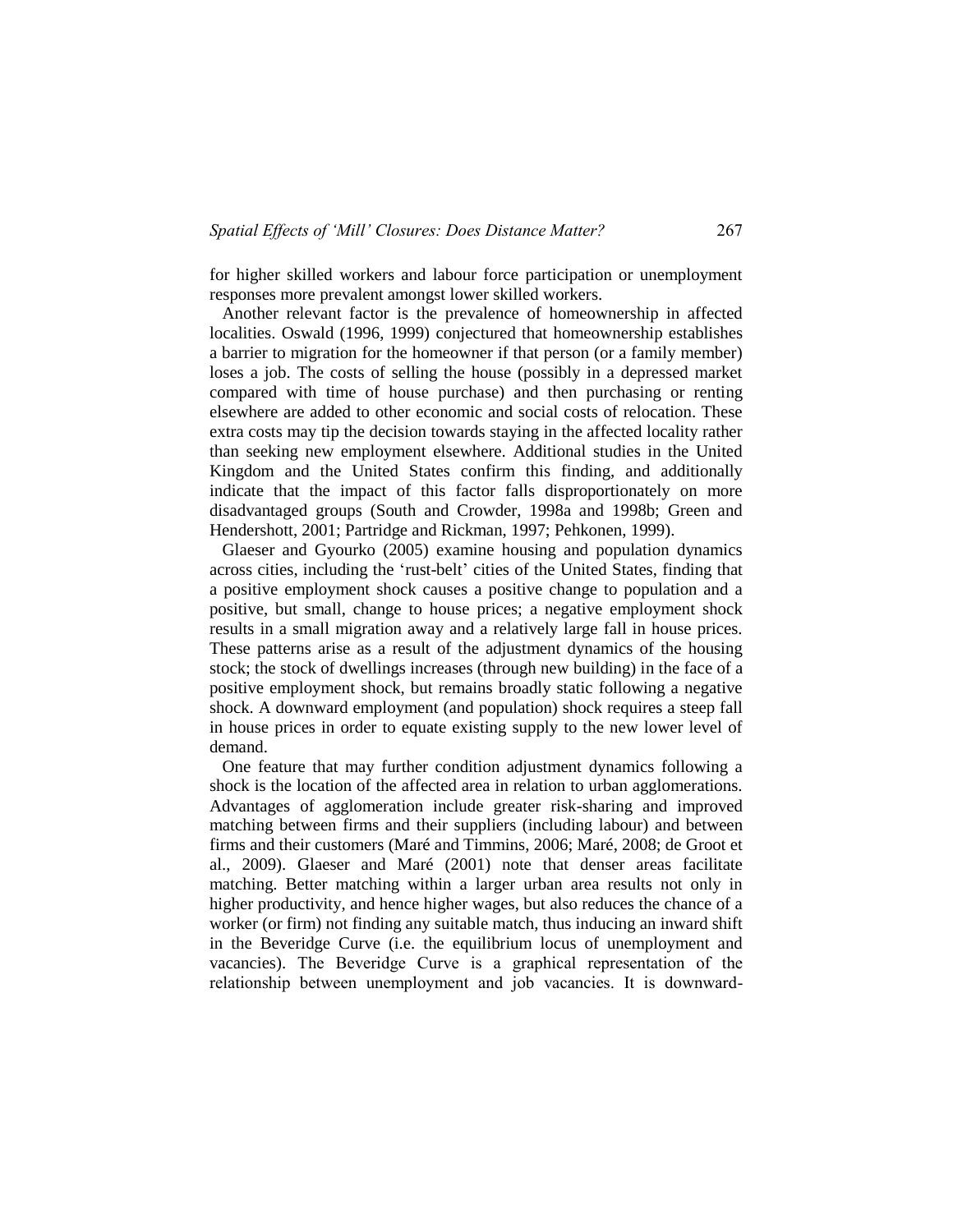for higher skilled workers and labour force participation or unemployment responses more prevalent amongst lower skilled workers.

Another relevant factor is the prevalence of homeownership in affected localities. Oswald (1996, 1999) conjectured that homeownership establishes a barrier to migration for the homeowner if that person (or a family member) loses a job. The costs of selling the house (possibly in a depressed market compared with time of house purchase) and then purchasing or renting elsewhere are added to other economic and social costs of relocation. These extra costs may tip the decision towards staying in the affected locality rather than seeking new employment elsewhere. Additional studies in the United Kingdom and the United States confirm this finding, and additionally indicate that the impact of this factor falls disproportionately on more disadvantaged groups (South and Crowder, 1998a and 1998b; Green and Hendershott, 2001; Partridge and Rickman, 1997; Pehkonen, 1999).

Glaeser and Gyourko (2005) examine housing and population dynamics across cities, including the 'rust-belt' cities of the United States, finding that a positive employment shock causes a positive change to population and a positive, but small, change to house prices; a negative employment shock results in a small migration away and a relatively large fall in house prices. These patterns arise as a result of the adjustment dynamics of the housing stock; the stock of dwellings increases (through new building) in the face of a positive employment shock, but remains broadly static following a negative shock. A downward employment (and population) shock requires a steep fall in house prices in order to equate existing supply to the new lower level of demand.

One feature that may further condition adjustment dynamics following a shock is the location of the affected area in relation to urban agglomerations. Advantages of agglomeration include greater risk-sharing and improved matching between firms and their suppliers (including labour) and between firms and their customers (Maré and Timmins, 2006; Maré, 2008; de Groot et al., 2009). Glaeser and Maré (2001) note that denser areas facilitate matching. Better matching within a larger urban area results not only in higher productivity, and hence higher wages, but also reduces the chance of a worker (or firm) not finding any suitable match, thus inducing an inward shift in the Beveridge Curve (i.e. the equilibrium locus of unemployment and vacancies). The Beveridge Curve is a graphical representation of the relationship between unemployment and job vacancies. It is downward-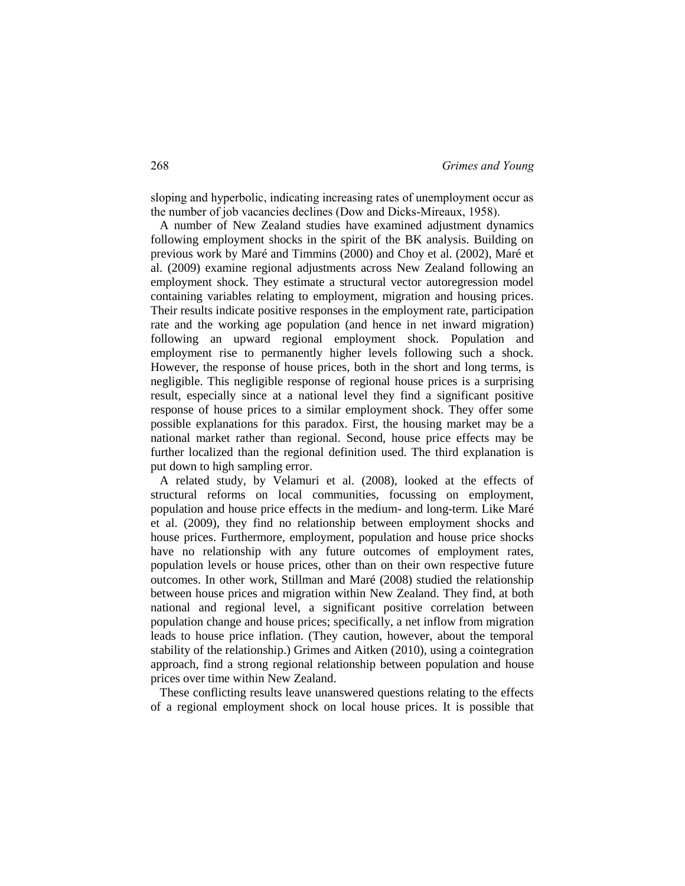sloping and hyperbolic, indicating increasing rates of unemployment occur as the number of job vacancies declines (Dow and Dicks-Mireaux, 1958).

A number of New Zealand studies have examined adjustment dynamics following employment shocks in the spirit of the BK analysis. Building on previous work by Maré and Timmins (2000) and Choy et al. (2002), Maré et al. (2009) examine regional adjustments across New Zealand following an employment shock. They estimate a structural vector autoregression model containing variables relating to employment, migration and housing prices. Their results indicate positive responses in the employment rate, participation rate and the working age population (and hence in net inward migration) following an upward regional employment shock. Population and employment rise to permanently higher levels following such a shock. However, the response of house prices, both in the short and long terms, is negligible. This negligible response of regional house prices is a surprising result, especially since at a national level they find a significant positive response of house prices to a similar employment shock. They offer some possible explanations for this paradox. First, the housing market may be a national market rather than regional. Second, house price effects may be further localized than the regional definition used. The third explanation is put down to high sampling error.

A related study, by Velamuri et al. (2008), looked at the effects of structural reforms on local communities, focussing on employment, population and house price effects in the medium- and long-term. Like Maré et al. (2009), they find no relationship between employment shocks and house prices. Furthermore, employment, population and house price shocks have no relationship with any future outcomes of employment rates, population levels or house prices, other than on their own respective future outcomes. In other work, Stillman and Maré (2008) studied the relationship between house prices and migration within New Zealand. They find, at both national and regional level, a significant positive correlation between population change and house prices; specifically, a net inflow from migration leads to house price inflation. (They caution, however, about the temporal stability of the relationship.) Grimes and Aitken (2010), using a cointegration approach, find a strong regional relationship between population and house prices over time within New Zealand.

These conflicting results leave unanswered questions relating to the effects of a regional employment shock on local house prices. It is possible that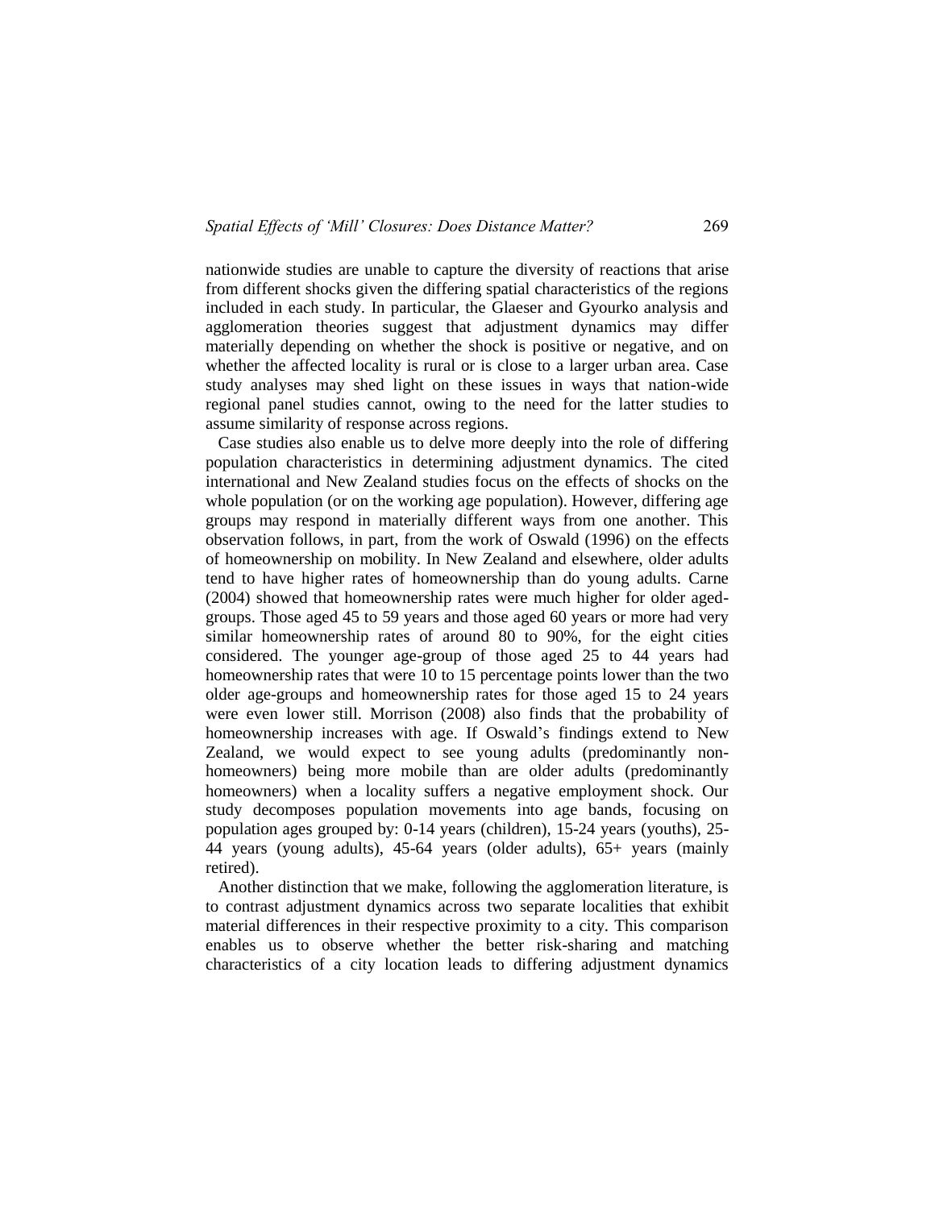nationwide studies are unable to capture the diversity of reactions that arise from different shocks given the differing spatial characteristics of the regions included in each study. In particular, the Glaeser and Gyourko analysis and agglomeration theories suggest that adjustment dynamics may differ materially depending on whether the shock is positive or negative, and on whether the affected locality is rural or is close to a larger urban area. Case study analyses may shed light on these issues in ways that nation-wide regional panel studies cannot, owing to the need for the latter studies to assume similarity of response across regions.

Case studies also enable us to delve more deeply into the role of differing population characteristics in determining adjustment dynamics. The cited international and New Zealand studies focus on the effects of shocks on the whole population (or on the working age population). However, differing age groups may respond in materially different ways from one another. This observation follows, in part, from the work of Oswald (1996) on the effects of homeownership on mobility. In New Zealand and elsewhere, older adults tend to have higher rates of homeownership than do young adults. Carne (2004) showed that homeownership rates were much higher for older aged-groups. Those aged 45 to 59 years and those aged 60 years or more had very similar homeownership rates of around 80 to 90%, for the eight cities considered. The younger age-group of those aged 25 to 44 years had homeownership rates that were 10 to 15 percentage points lower than the two older age-groups and homeownership rates for those aged 15 to 24 years were even lower still. Morrison (2008) also finds that the probability of homeownership increases with age. If Oswald's findings extend to New Zealand, we would expect to see young adults (predominantly non-homeowners) being more mobile than are older adults (predominantly homeowners) when a locality suffers a negative employment shock. Our study decomposes population movements into age bands, focusing on population ages grouped by: 0-14 years (children), 15-24 years (youths), 25-44 years (young adults), 45-64 years (older adults), 65+ years (mainly retired).

Another distinction that we make, following the agglomeration literature, is to contrast adjustment dynamics across two separate localities that exhibit material differences in their respective proximity to a city. This comparison enables us to observe whether the better risk-sharing and matching characteristics of a city location leads to differing adjustment dynamics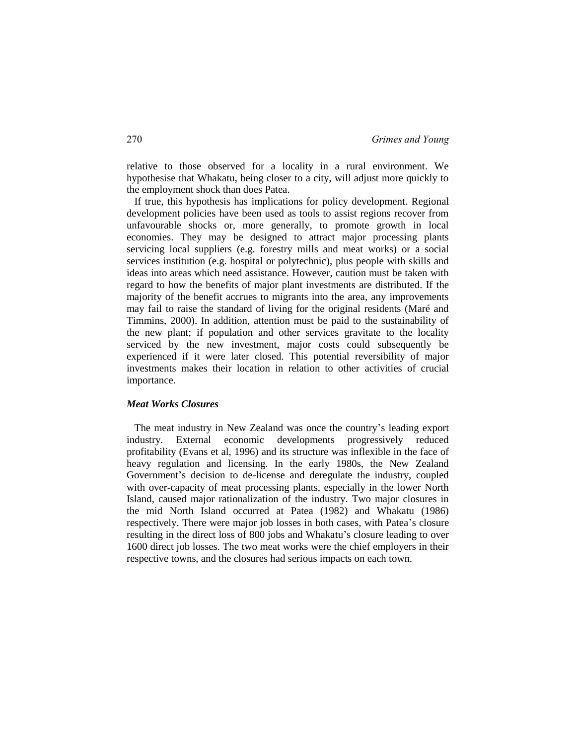relative to those observed for a locality in a rural environment. We hypothesise that Whakatu, being closer to a city, will adjust more quickly to the employment shock than does Patea.

If true, this hypothesis has implications for policy development. Regional development policies have been used as tools to assist regions recover from unfavourable shocks or, more generally, to promote growth in local economies. They may be designed to attract major processing plants servicing local suppliers (e.g. forestry mills and meat works) or a social services institution (e.g. hospital or polytechnic), plus people with skills and ideas into areas which need assistance. However, caution must be taken with regard to how the benefits of major plant investments are distributed. If the majority of the benefit accrues to migrants into the area, any improvements may fail to raise the standard of living for the original residents (Maré and Timmins, 2000). In addition, attention must be paid to the sustainability of the new plant; if population and other services gravitate to the locality serviced by the new investment, major costs could subsequently be experienced if it were later closed. This potential reversibility of major investments makes their location in relation to other activities of crucial importance.

### *Meat Works Closures*

The meat industry in New Zealand was once the country's leading export industry. External economic developments progressively reduced profitability (Evans et al, 1996) and its structure was inflexible in the face of heavy regulation and licensing. In the early 1980s, the New Zealand Government's decision to de-license and deregulate the industry, coupled with over-capacity of meat processing plants, especially in the lower North Island, caused major rationalization of the industry. Two major closures in the mid North Island occurred at Patea (1982) and Whakatu (1986) respectively. There were major job losses in both cases, with Patea's closure resulting in the direct loss of 800 jobs and Whakatu's closure leading to over 1600 direct job losses. The two meat works were the chief employers in their respective towns, and the closures had serious impacts on each town.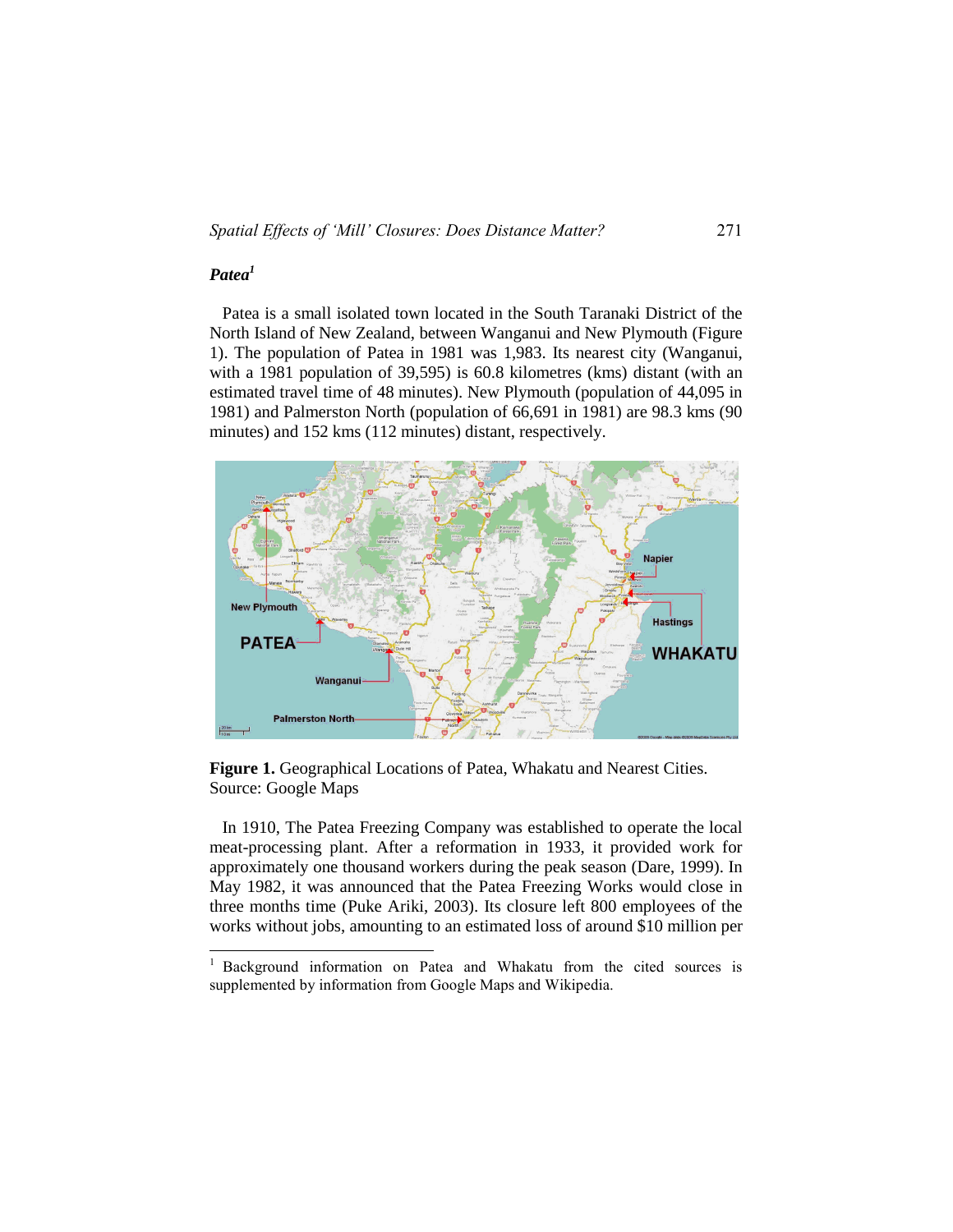### *Patea*[1]

Patea is a small isolated town located in the South Taranaki District of the North Island of New Zealand, between Wanganui and New Plymouth (Figure 1). The population of Patea in 1981 was 1,983. Its nearest city (Wanganui, with a 1981 population of 39,595) is 60.8 kilometres (kms) distant (with an estimated travel time of 48 minutes). New Plymouth (population of 44,095 in 1981) and Palmerston North (population of 66,691 in 1981) are 98.3 kms (90 minutes) and 152 kms (112 minutes) distant, respectively.

**Figure 1.** Geographical Locations of Patea, Whakatu and Nearest Cities. Source: Google Maps

In 1910, The Patea Freezing Company was established to operate the local meat-processing plant. After a reformation in 1933, it provided work for approximately one thousand workers during the peak season (Dare, 1999). In May 1982, it was announced that the Patea Freezing Works would close in three months time (Puke Ariki, 2003). Its closure left 800 employees of the works without jobs, amounting to an estimated loss of around $10 million per

[1] Background information on Patea and Whakatu from the cited sources is supplemented by information from Google Maps and Wikipedia.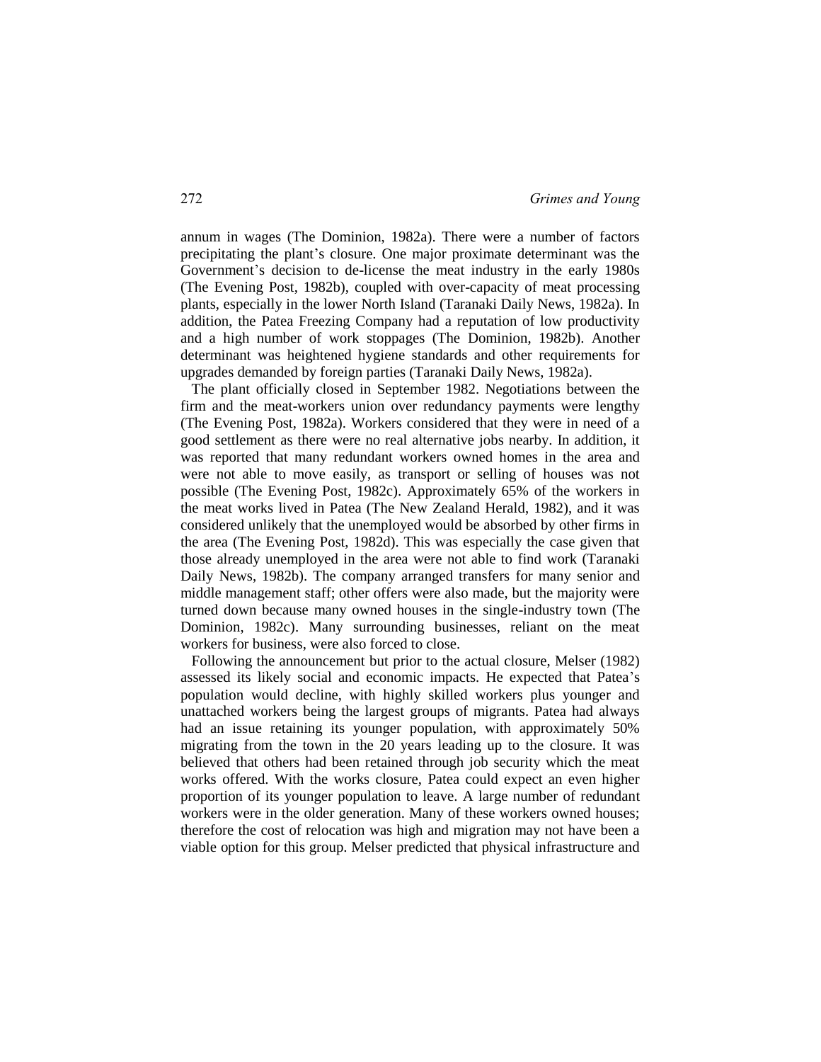annum in wages (The Dominion, 1982a). There were a number of factors precipitating the plant's closure. One major proximate determinant was the Government's decision to de-license the meat industry in the early 1980s (The Evening Post, 1982b), coupled with over-capacity of meat processing plants, especially in the lower North Island (Taranaki Daily News, 1982a). In addition, the Patea Freezing Company had a reputation of low productivity and a high number of work stoppages (The Dominion, 1982b). Another determinant was heightened hygiene standards and other requirements for upgrades demanded by foreign parties (Taranaki Daily News, 1982a).

The plant officially closed in September 1982. Negotiations between the firm and the meat-workers union over redundancy payments were lengthy (The Evening Post, 1982a). Workers considered that they were in need of a good settlement as there were no real alternative jobs nearby. In addition, it was reported that many redundant workers owned homes in the area and were not able to move easily, as transport or selling of houses was not possible (The Evening Post, 1982c). Approximately 65% of the workers in the meat works lived in Patea (The New Zealand Herald, 1982), and it was considered unlikely that the unemployed would be absorbed by other firms in the area (The Evening Post, 1982d). This was especially the case given that those already unemployed in the area were not able to find work (Taranaki Daily News, 1982b). The company arranged transfers for many senior and middle management staff; other offers were also made, but the majority were turned down because many owned houses in the single-industry town (The Dominion, 1982c). Many surrounding businesses, reliant on the meat workers for business, were also forced to close.

Following the announcement but prior to the actual closure, Melser (1982) assessed its likely social and economic impacts. He expected that Patea's population would decline, with highly skilled workers plus younger and unattached workers being the largest groups of migrants. Patea had always had an issue retaining its younger population, with approximately 50% migrating from the town in the 20 years leading up to the closure. It was believed that others had been retained through job security which the meat works offered. With the works closure, Patea could expect an even higher proportion of its younger population to leave. A large number of redundant workers were in the older generation. Many of these workers owned houses; therefore the cost of relocation was high and migration may not have been a viable option for this group. Melser predicted that physical infrastructure and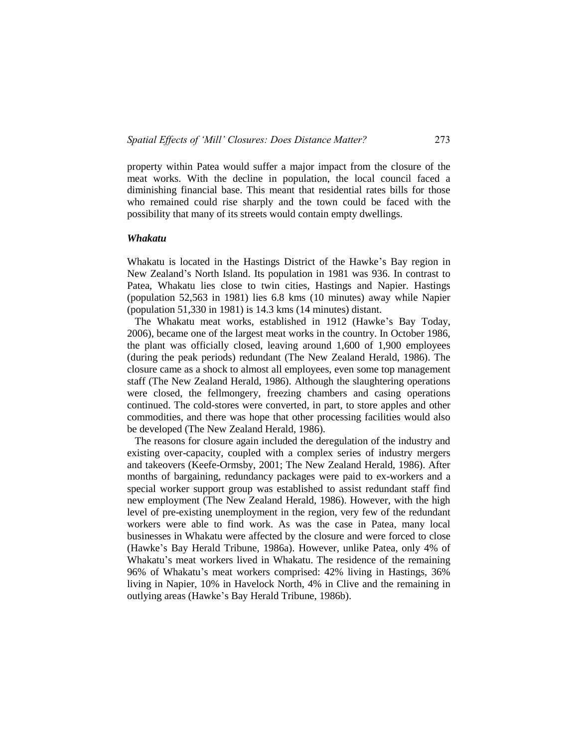property within Patea would suffer a major impact from the closure of the meat works. With the decline in population, the local council faced a diminishing financial base. This meant that residential rates bills for those who remained could rise sharply and the town could be faced with the possibility that many of its streets would contain empty dwellings.

### *Whakatu*

Whakatu is located in the Hastings District of the Hawke's Bay region in New Zealand's North Island. Its population in 1981 was 936. In contrast to Patea, Whakatu lies close to twin cities, Hastings and Napier. Hastings (population 52,563 in 1981) lies 6.8 kms (10 minutes) away while Napier (population 51,330 in 1981) is 14.3 kms (14 minutes) distant.

The Whakatu meat works, established in 1912 (Hawke's Bay Today, 2006), became one of the largest meat works in the country. In October 1986, the plant was officially closed, leaving around 1,600 of 1,900 employees (during the peak periods) redundant (The New Zealand Herald, 1986). The closure came as a shock to almost all employees, even some top management staff (The New Zealand Herald, 1986). Although the slaughtering operations were closed, the fellmongery, freezing chambers and casing operations continued. The cold-stores were converted, in part, to store apples and other commodities, and there was hope that other processing facilities would also be developed (The New Zealand Herald, 1986).

The reasons for closure again included the deregulation of the industry and existing over-capacity, coupled with a complex series of industry mergers and takeovers (Keefe-Ormsby, 2001; The New Zealand Herald, 1986). After months of bargaining, redundancy packages were paid to ex-workers and a special worker support group was established to assist redundant staff find new employment (The New Zealand Herald, 1986). However, with the high level of pre-existing unemployment in the region, very few of the redundant workers were able to find work. As was the case in Patea, many local businesses in Whakatu were affected by the closure and were forced to close (Hawke's Bay Herald Tribune, 1986a). However, unlike Patea, only 4% of Whakatu's meat workers lived in Whakatu. The residence of the remaining 96% of Whakatu's meat workers comprised: 42% living in Hastings, 36% living in Napier, 10% in Havelock North, 4% in Clive and the remaining in outlying areas (Hawke's Bay Herald Tribune, 1986b).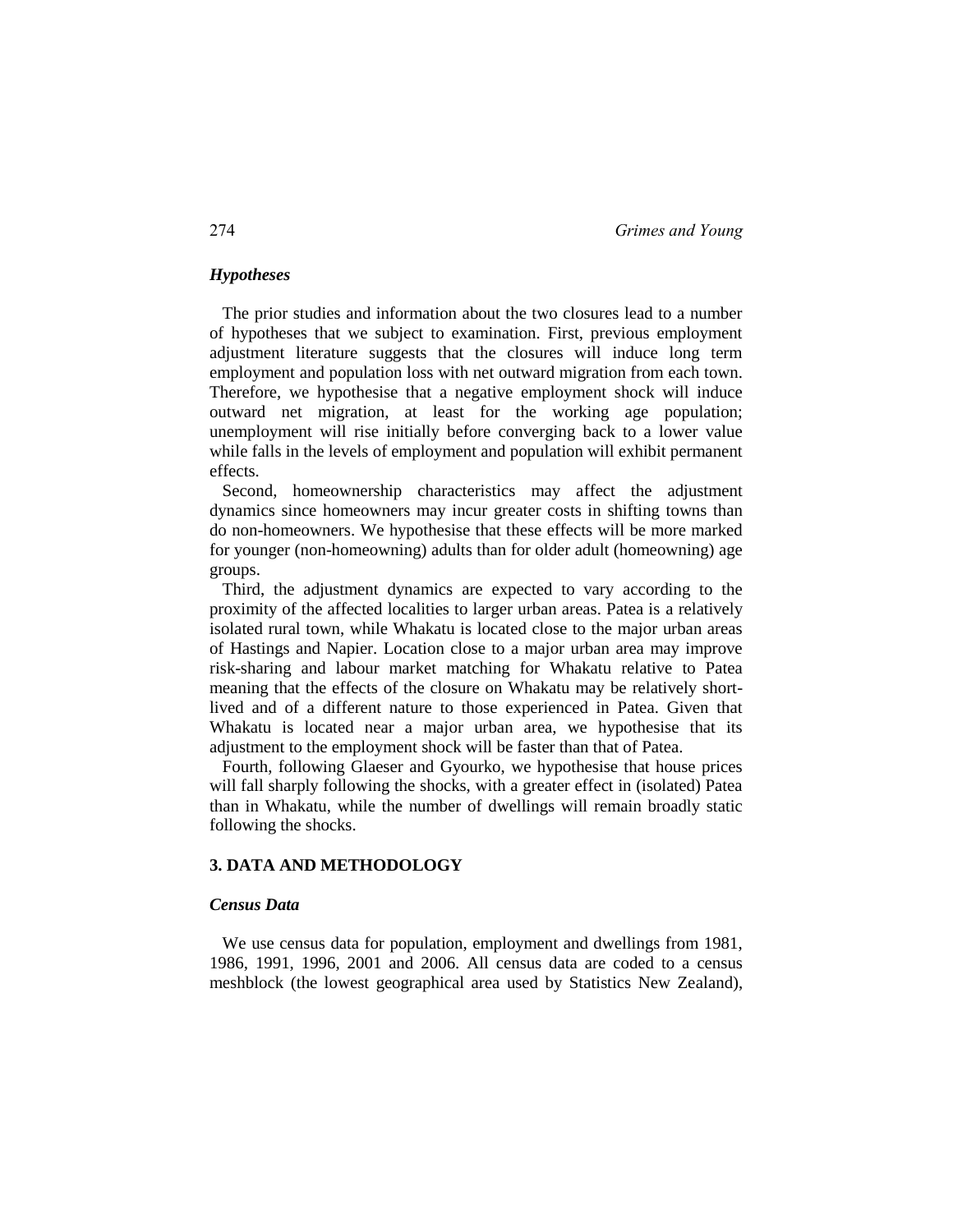### *Hypotheses*

The prior studies and information about the two closures lead to a number of hypotheses that we subject to examination. First, previous employment adjustment literature suggests that the closures will induce long term employment and population loss with net outward migration from each town. Therefore, we hypothesise that a negative employment shock will induce outward net migration, at least for the working age population; unemployment will rise initially before converging back to a lower value while falls in the levels of employment and population will exhibit permanent effects.

Second, homeownership characteristics may affect the adjustment dynamics since homeowners may incur greater costs in shifting towns than do non-homeowners. We hypothesise that these effects will be more marked for younger (non-homeowning) adults than for older adult (homeowning) age groups.

Third, the adjustment dynamics are expected to vary according to the proximity of the affected localities to larger urban areas. Patea is a relatively isolated rural town, while Whakatu is located close to the major urban areas of Hastings and Napier. Location close to a major urban area may improve risk-sharing and labour market matching for Whakatu relative to Patea meaning that the effects of the closure on Whakatu may be relatively short-lived and of a different nature to those experienced in Patea. Given that Whakatu is located near a major urban area, we hypothesise that its adjustment to the employment shock will be faster than that of Patea.

Fourth, following Glaeser and Gyourko, we hypothesise that house prices will fall sharply following the shocks, with a greater effect in (isolated) Patea than in Whakatu, while the number of dwellings will remain broadly static following the shocks.

## 3. DATA AND METHODOLOGY

### *Census Data*

We use census data for population, employment and dwellings from 1981, 1986, 1991, 1996, 2001 and 2006. All census data are coded to a census meshblock (the lowest geographical area used by Statistics New Zealand),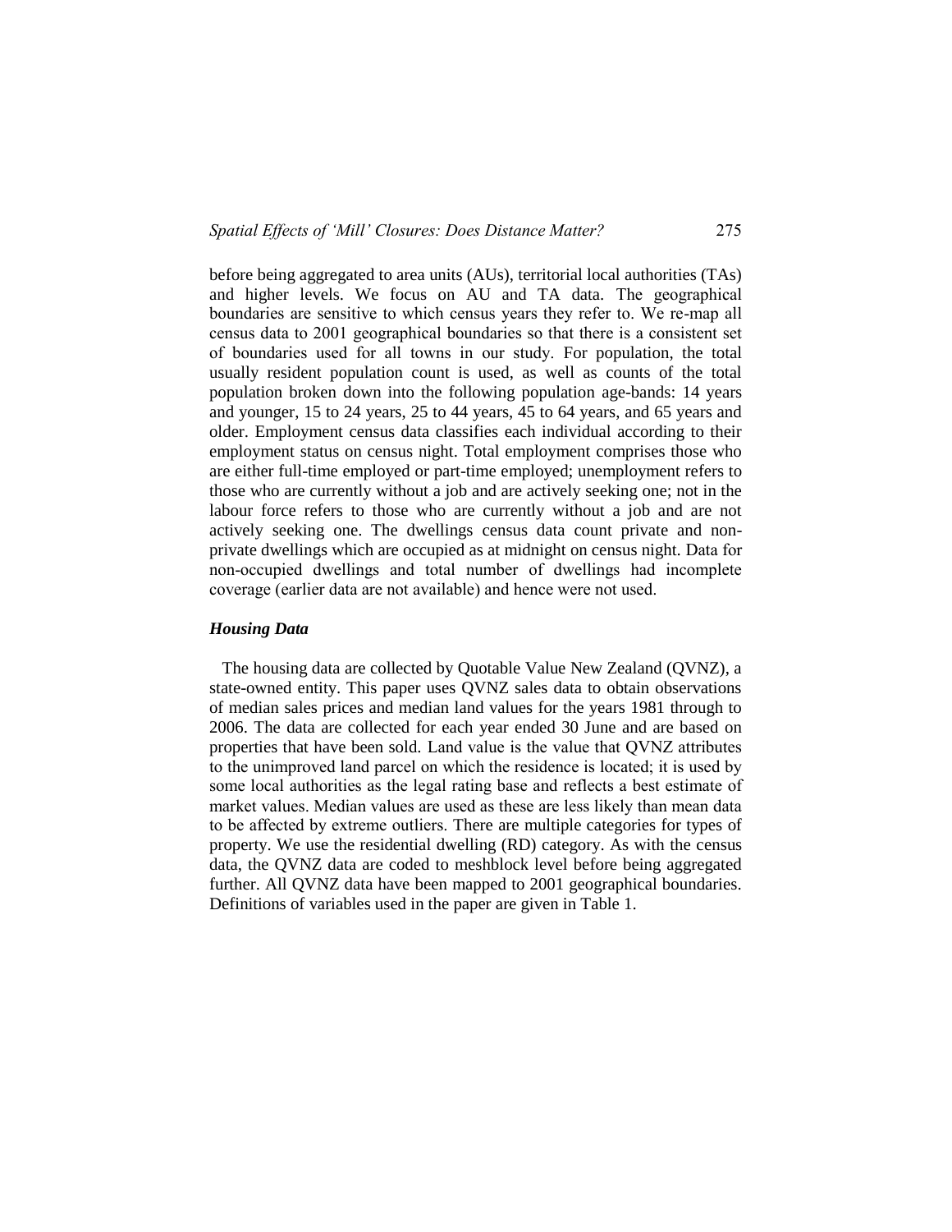before being aggregated to area units (AUs), territorial local authorities (TAs) and higher levels. We focus on AU and TA data. The geographical boundaries are sensitive to which census years they refer to. We re-map all census data to 2001 geographical boundaries so that there is a consistent set of boundaries used for all towns in our study. For population, the total usually resident population count is used, as well as counts of the total population broken down into the following population age-bands: 14 years and younger, 15 to 24 years, 25 to 44 years, 45 to 64 years, and 65 years and older. Employment census data classifies each individual according to their employment status on census night. Total employment comprises those who are either full-time employed or part-time employed; unemployment refers to those who are currently without a job and are actively seeking one; not in the labour force refers to those who are currently without a job and are not actively seeking one. The dwellings census data count private and non-private dwellings which are occupied as at midnight on census night. Data for non-occupied dwellings and total number of dwellings had incomplete coverage (earlier data are not available) and hence were not used.

### *Housing Data*

The housing data are collected by Quotable Value New Zealand (QVNZ), a state-owned entity. This paper uses QVNZ sales data to obtain observations of median sales prices and median land values for the years 1981 through to 2006. The data are collected for each year ended 30 June and are based on properties that have been sold. Land value is the value that QVNZ attributes to the unimproved land parcel on which the residence is located; it is used by some local authorities as the legal rating base and reflects a best estimate of market values. Median values are used as these are less likely than mean data to be affected by extreme outliers. There are multiple categories for types of property. We use the residential dwelling (RD) category. As with the census data, the QVNZ data are coded to meshblock level before being aggregated further. All QVNZ data have been mapped to 2001 geographical boundaries. Definitions of variables used in the paper are given in Table 1.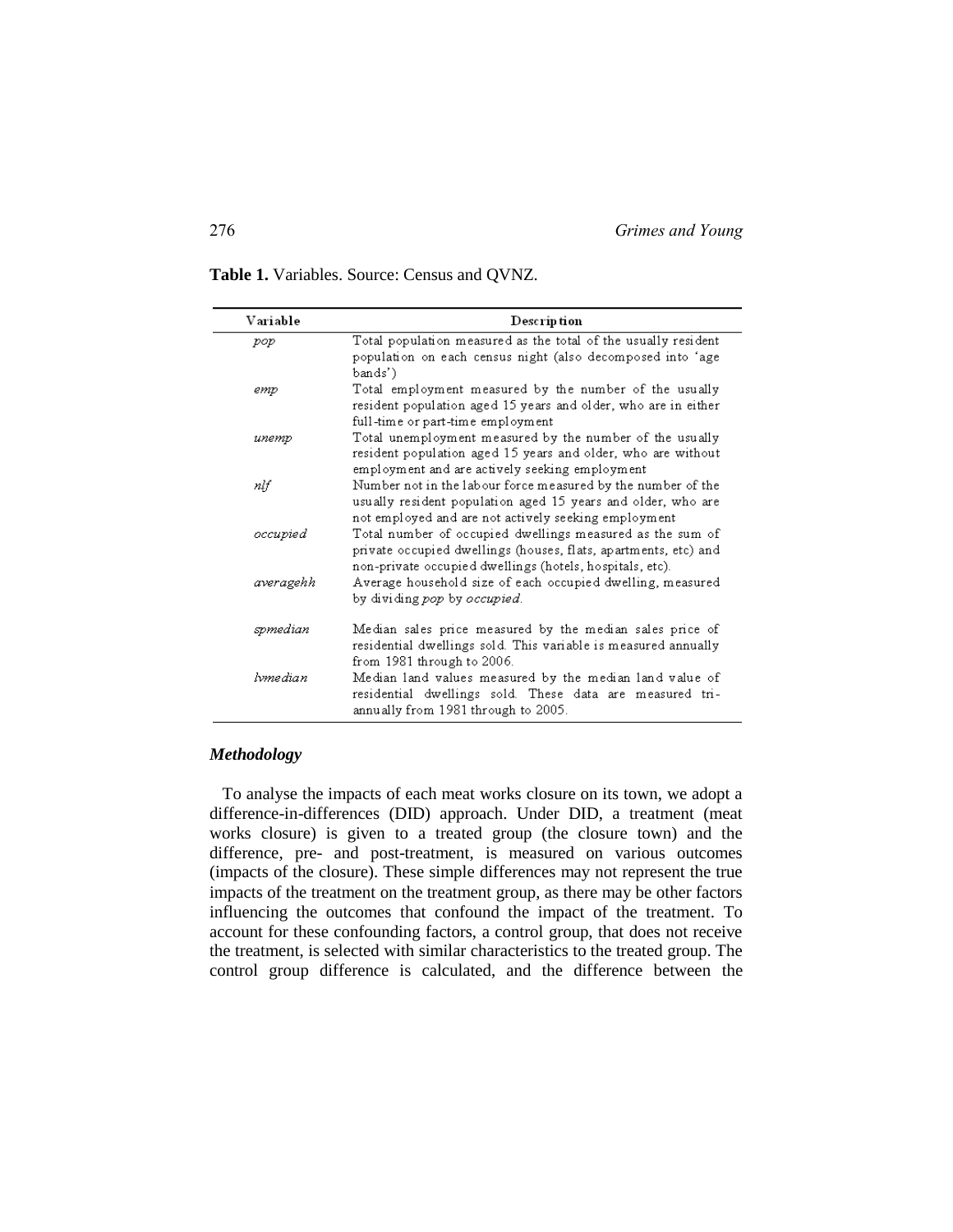**Table 1.** Variables. Source: Census and QVNZ.

| Variable | Description |
|---|---|
| *pop* | Total population measured as the total of the usually resident population on each census night (also decomposed into 'age bands') |
| *emp* | Total employment measured by the number of the usually resident population aged 15 years and older, who are in either full-time or part-time employment |
| *unemp* | Total unemployment measured by the number of the usually resident population aged 15 years and older, who are without employment and are actively seeking employment |
| *nlf* | Number not in the labour force measured by the number of the usually resident population aged 15 years and older, who are not employed and are not actively seeking employment |
| *occupied* | Total number of occupied dwellings measured as the sum of private occupied dwellings (houses, flats, apartments, etc) and non-private occupied dwellings (hotels, hospitals, etc). |
| *averagehh* | Average household size of each occupied dwelling, measured by dividing *pop* by *occupied*. |
| *spmedian* | Median sales price measured by the median sales price of residential dwellings sold. This variable is measured annually from 1981 through to 2006. |
| *lvmedian* | Median land values measured by the median land value of residential dwellings sold. These data are measured tri-annually from 1981 through to 2005. |

### *Methodology*

To analyse the impacts of each meat works closure on its town, we adopt a difference-in-differences (DID) approach. Under DID, a treatment (meat works closure) is given to a treated group (the closure town) and the difference, pre- and post-treatment, is measured on various outcomes (impacts of the closure). These simple differences may not represent the true impacts of the treatment on the treatment group, as there may be other factors influencing the outcomes that confound the impact of the treatment. To account for these confounding factors, a control group, that does not receive the treatment, is selected with similar characteristics to the treated group. The control group difference is calculated, and the difference between the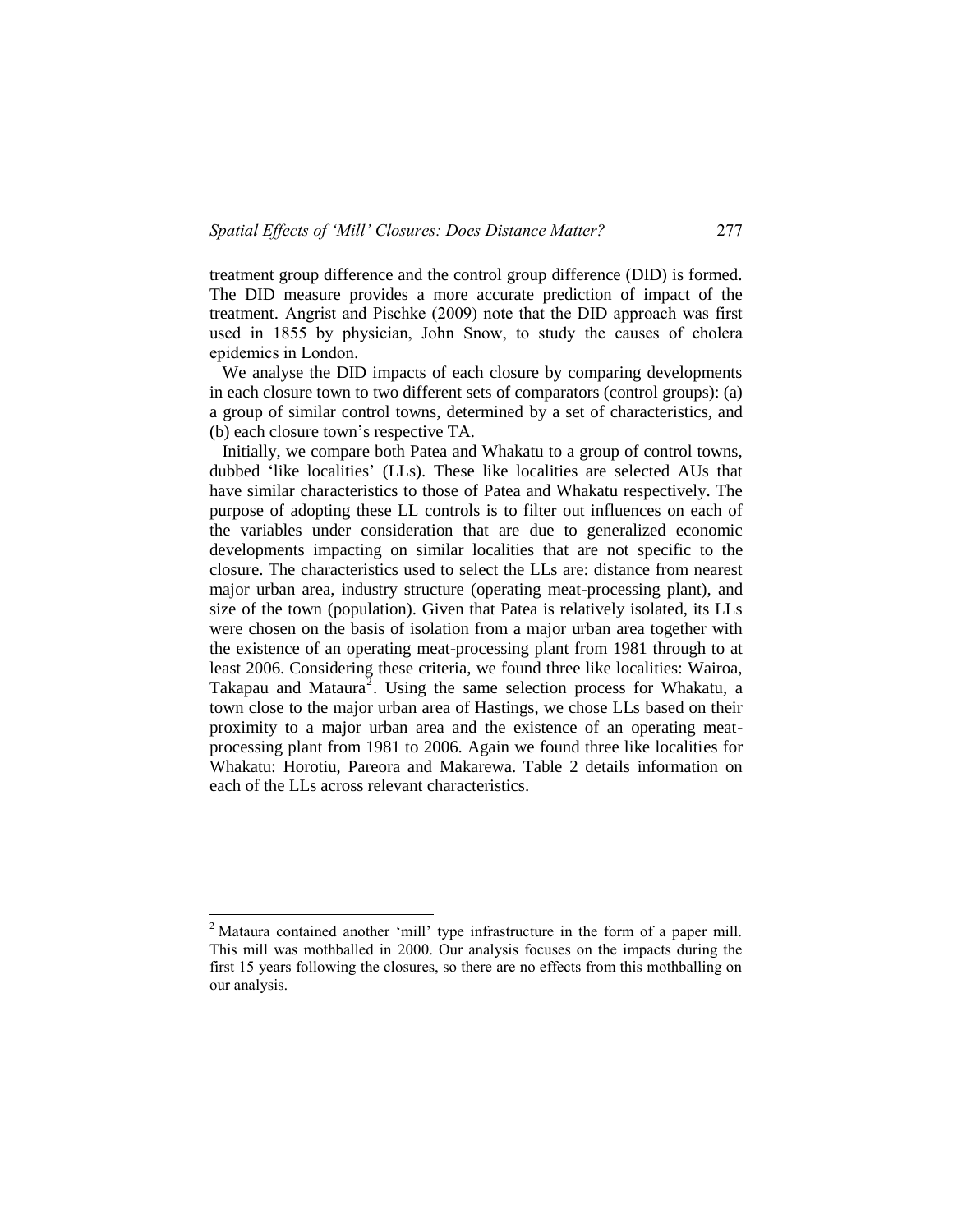treatment group difference and the control group difference (DID) is formed. The DID measure provides a more accurate prediction of impact of the treatment. Angrist and Pischke (2009) note that the DID approach was first used in 1855 by physician, John Snow, to study the causes of cholera epidemics in London.

We analyse the DID impacts of each closure by comparing developments in each closure town to two different sets of comparators (control groups): (a) a group of similar control towns, determined by a set of characteristics, and (b) each closure town's respective TA.

Initially, we compare both Patea and Whakatu to a group of control towns, dubbed 'like localities' (LLs). These like localities are selected AUs that have similar characteristics to those of Patea and Whakatu respectively. The purpose of adopting these LL controls is to filter out influences on each of the variables under consideration that are due to generalized economic developments impacting on similar localities that are not specific to the closure. The characteristics used to select the LLs are: distance from nearest major urban area, industry structure (operating meat-processing plant), and size of the town (population). Given that Patea is relatively isolated, its LLs were chosen on the basis of isolation from a major urban area together with the existence of an operating meat-processing plant from 1981 through to at least 2006. Considering these criteria, we found three like localities: Wairoa, Takapau and Mataura[2]. Using the same selection process for Whakatu, a town close to the major urban area of Hastings, we chose LLs based on their proximity to a major urban area and the existence of an operating meat-processing plant from 1981 to 2006. Again we found three like localities for Whakatu: Horotiu, Pareora and Makarewa. Table 2 details information on each of the LLs across relevant characteristics.

---

[2] Mataura contained another 'mill' type infrastructure in the form of a paper mill. This mill was mothballed in 2000. Our analysis focuses on the impacts during the first 15 years following the closures, so there are no effects from this mothballing on our analysis.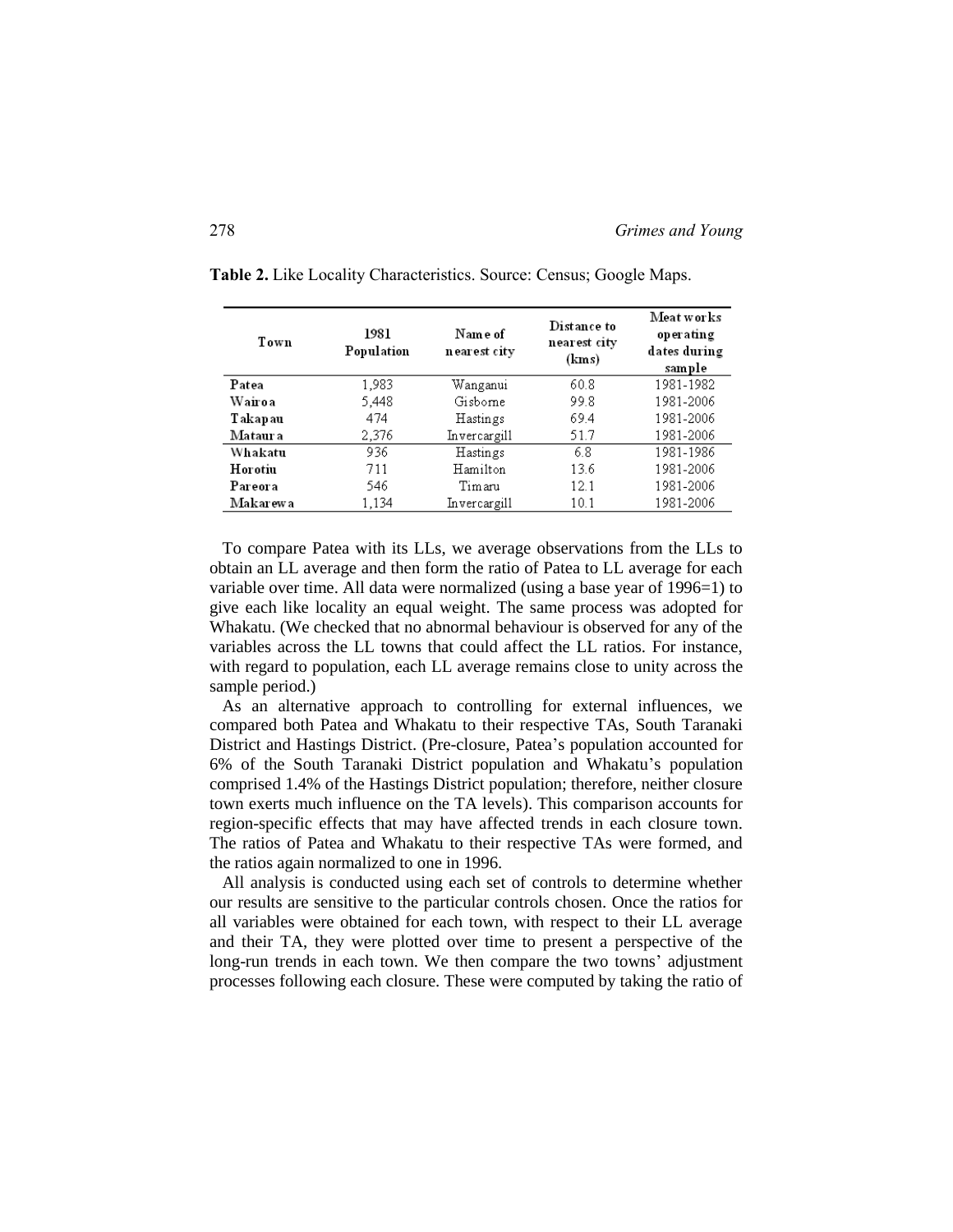**Table 2.** Like Locality Characteristics. Source: Census; Google Maps.

| Town | 1981 Population | Name of nearest city | Distance to nearest city (kms) | Meat works operating dates during sample |
|---|---|---|---|---|
| Patea | 1,983 | Wanganui | 60.8 | 1981-1982 |
| Wairoa | 5,448 | Gisborne | 99.8 | 1981-2006 |
| Takapau | 474 | Hastings | 69.4 | 1981-2006 |
| Mataura | 2,376 | Invercargill | 51.7 | 1981-2006 |
| Whakatu | 936 | Hastings | 6.8 | 1981-1986 |
| Horotiu | 711 | Hamilton | 13.6 | 1981-2006 |
| Pareora | 546 | Timaru | 12.1 | 1981-2006 |
| Makarewa | 1,134 | Invercargill | 10.1 | 1981-2006 |

To compare Patea with its LLs, we average observations from the LLs to obtain an LL average and then form the ratio of Patea to LL average for each variable over time. All data were normalized (using a base year of 1996=1) to give each like locality an equal weight. The same process was adopted for Whakatu. (We checked that no abnormal behaviour is observed for any of the variables across the LL towns that could affect the LL ratios. For instance, with regard to population, each LL average remains close to unity across the sample period.)

As an alternative approach to controlling for external influences, we compared both Patea and Whakatu to their respective TAs, South Taranaki District and Hastings District. (Pre-closure, Patea's population accounted for 6% of the South Taranaki District population and Whakatu's population comprised 1.4% of the Hastings District population; therefore, neither closure town exerts much influence on the TA levels). This comparison accounts for region-specific effects that may have affected trends in each closure town. The ratios of Patea and Whakatu to their respective TAs were formed, and the ratios again normalized to one in 1996.

All analysis is conducted using each set of controls to determine whether our results are sensitive to the particular controls chosen. Once the ratios for all variables were obtained for each town, with respect to their LL average and their TA, they were plotted over time to present a perspective of the long-run trends in each town. We then compare the two towns' adjustment processes following each closure. These were computed by taking the ratio of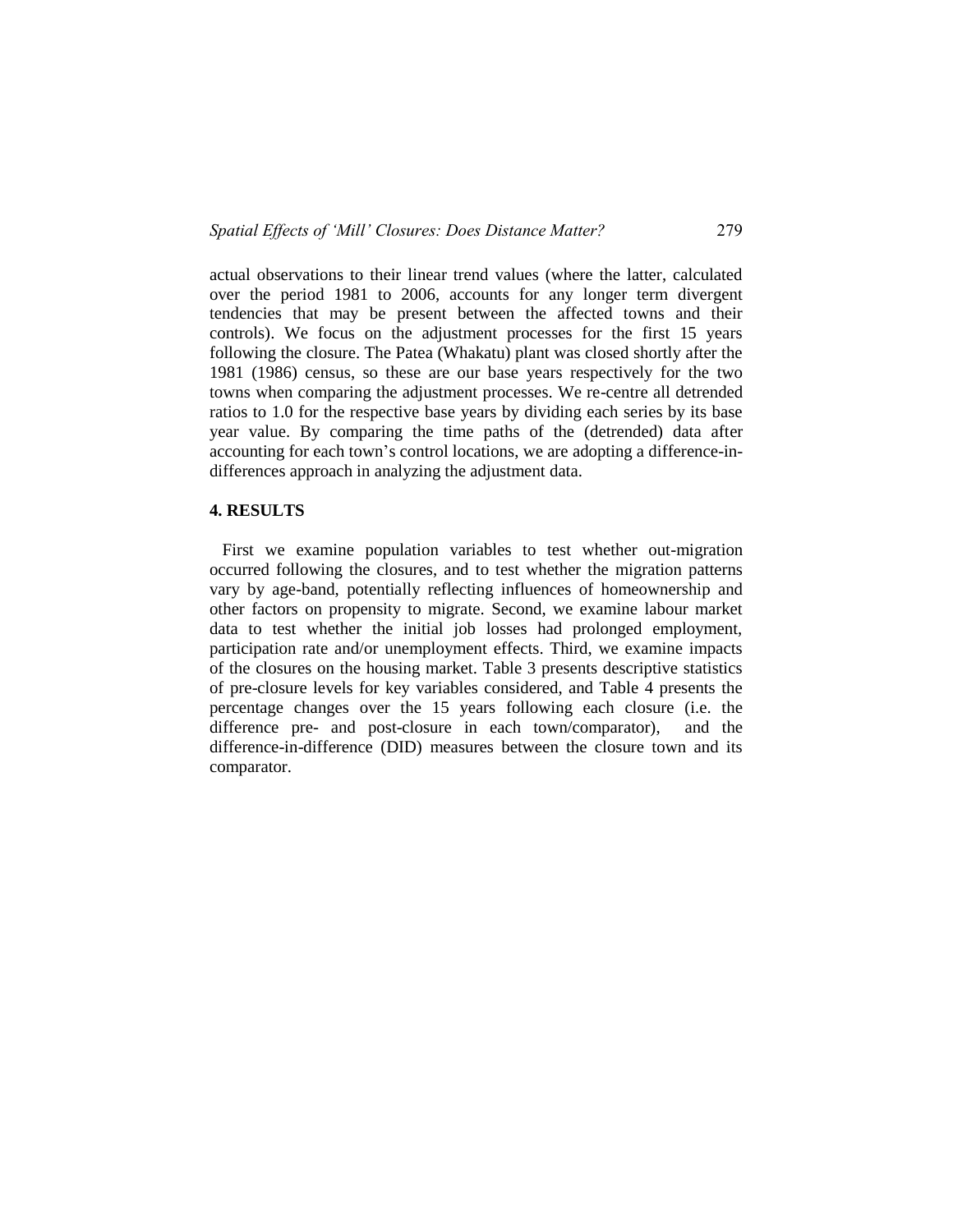actual observations to their linear trend values (where the latter, calculated over the period 1981 to 2006, accounts for any longer term divergent tendencies that may be present between the affected towns and their controls). We focus on the adjustment processes for the first 15 years following the closure. The Patea (Whakatu) plant was closed shortly after the 1981 (1986) census, so these are our base years respectively for the two towns when comparing the adjustment processes. We re-centre all detrended ratios to 1.0 for the respective base years by dividing each series by its base year value. By comparing the time paths of the (detrended) data after accounting for each town's control locations, we are adopting a difference-in-differences approach in analyzing the adjustment data.

## 4. RESULTS

First we examine population variables to test whether out-migration occurred following the closures, and to test whether the migration patterns vary by age-band, potentially reflecting influences of homeownership and other factors on propensity to migrate. Second, we examine labour market data to test whether the initial job losses had prolonged employment, participation rate and/or unemployment effects. Third, we examine impacts of the closures on the housing market. Table 3 presents descriptive statistics of pre-closure levels for key variables considered, and Table 4 presents the percentage changes over the 15 years following each closure (i.e. the difference pre- and post-closure in each town/comparator), and the difference-in-difference (DID) measures between the closure town and its comparator.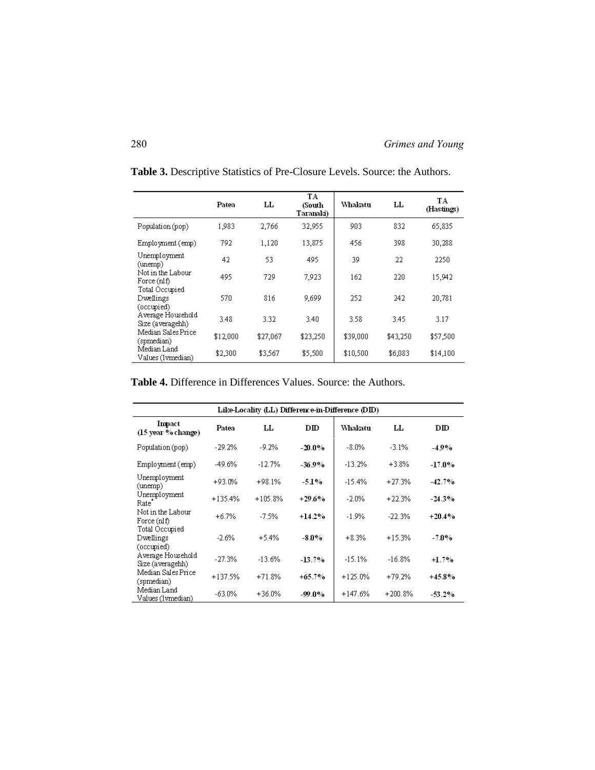**Table 3.** Descriptive Statistics of Pre-Closure Levels. Source: the Authors.

| | Patea | LL | TA (South Taranaki) | Whakatu | LL | TA (Hastings) |
|---|---|---|---|---|---|---|
| Population (pop) | 1,983 | 2,766 | 32,955 | 903 | 832 | 65,835 |
| Employment (emp) | 792 | 1,120 | 13,875 | 456 | 398 | 30,288 |
| Unemployment (unemp) | 42 | 53 | 495 | 39 | 22 | 2250 |
| Not in the Labour Force (nlf) | 495 | 729 | 7,923 | 162 | 220 | 15,942 |
| Total Occupied Dwellings (occupied) | 570 | 816 | 9,699 | 252 | 242 | 20,781 |
| Average Household Size (averagehh) | 3.48 | 3.32 | 3.40 | 3.58 | 3.45 | 3.17 |
| Median Sales Price (spmedian) | $12,000 | $27,067 | $23,250 | $39,000 | $43,250 | $57,500 |
| Median Land Values (lvmedian) | $2,300 | $3,567 | $5,500 | $10,500 | $6,083 | $14,100 |

**Table 4.** Difference in Differences Values. Source: the Authors.

| Like-Locality (LL) Difference-in-Difference (DID) | | | | | | |
|---|---|---|---|---|---|---|
| **Impact (15 year % change)** | **Patea** | **LL** | **DID** | **Whakatu** | **LL** | **DID** |
| Population (pop) | -29.2% | -9.2% | **-20.0%** | -8.0% | -3.1% | **-4.9%** |
| Employment (emp) | -49.6% | -12.7% | **-36.9%** | -13.2% | +3.8% | **-17.0%** |
| Unemployment (unemp) | +93.0% | +98.1% | **-5.1%** | -15.4% | +27.3% | **-42.7%** |
| Unemployment Rate* | +135.4% | +105.8% | **+29.6%** | -2.0% | +22.3% | **-24.3%** |
| Not in the Labour Force (nlf) | +6.7% | -7.5% | **+14.2%** | -1.9% | -22.3% | **+20.4%** |
| Total Occupied Dwellings (occupied) | -2.6% | +5.4% | **-8.0%** | +8.3% | +15.3% | **-7.0%** |
| Average Household Size (averagehh) | -27.3% | -13.6% | **-13.7%** | -15.1% | -16.8% | **+1.7%** |
| Median Sales Price (spmedian) | +137.5% | +71.8% | **+65.7%** | +125.0% | +79.2% | **+45.8%** |
| Median Land Values (lvmedian) | -63.0% | +36.0% | **-99.0%** | +147.6% | +200.8% | **-53.2%** |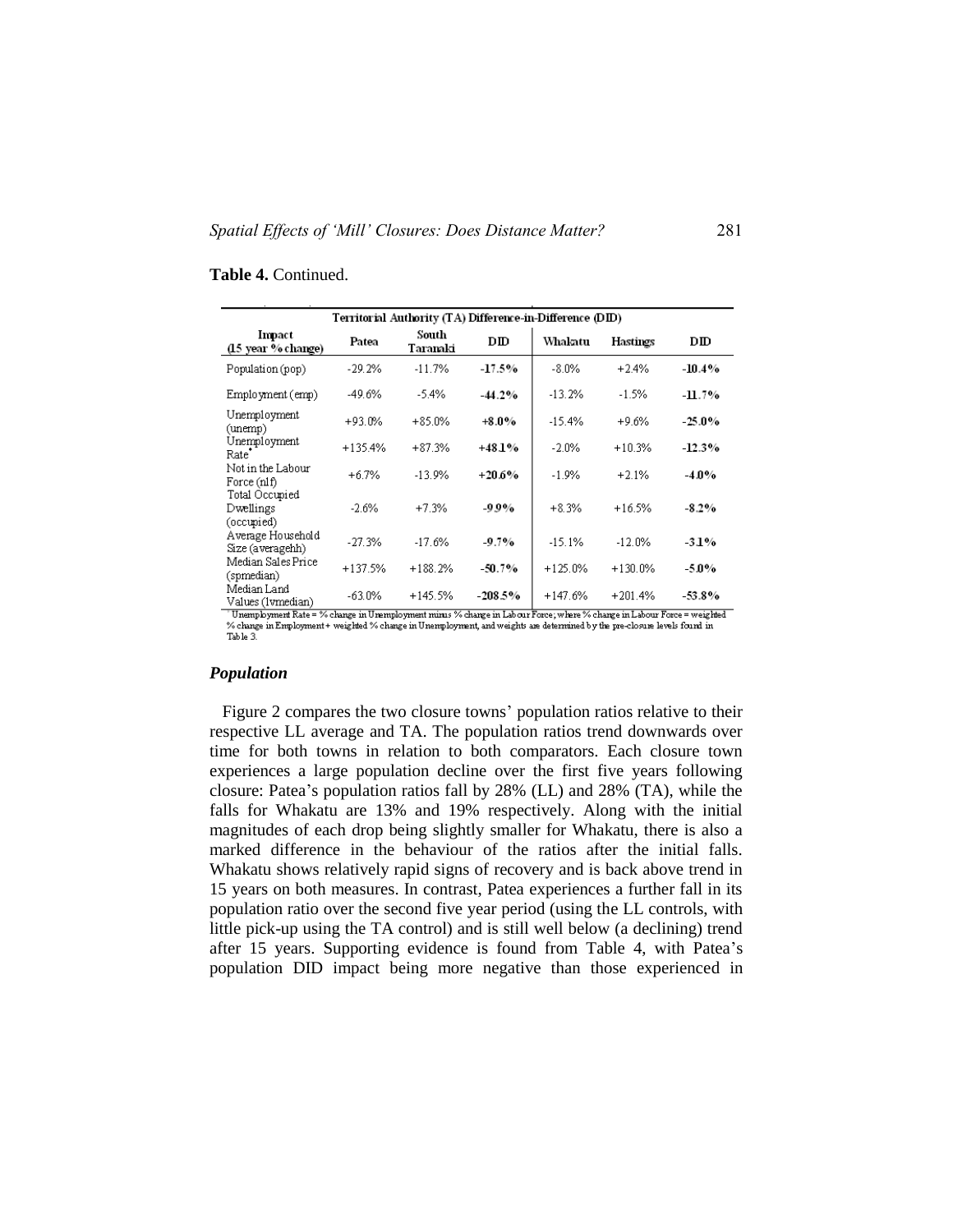**Table 4.** Continued.

| Territorial Authority (TA) Difference-in-Difference (DID) | | | | | | |
|---|---|---|---|---|---|---|
| Impact (15 year % change) | Patea | South Taranaki | DID | Whakatu | Hastings | DID |
| Population (pop) | -29.2% | -11.7% | **-17.5%** | -8.0% | +2.4% | **-10.4%** |
| Employment (emp) | -49.6% | -5.4% | **-44.2%** | -13.2% | -1.5% | **-11.7%** |
| Unemployment (unemp) | +93.0% | +85.0% | **+8.0%** | -15.4% | +9.6% | **-25.0%** |
| Unemployment Rate* | +135.4% | +87.3% | **+48.1%** | -2.0% | +10.3% | **-12.3%** |
| Not in the Labour Force (nlf) | +6.7% | -13.9% | **+20.6%** | -1.9% | +2.1% | **-4.0%** |
| Total Occupied Dwellings (occupied) | -2.6% | +7.3% | **-9.9%** | +8.3% | +16.5% | **-8.2%** |
| Average Household Size (averagehh) | -27.3% | -17.6% | **-9.7%** | -15.1% | -12.0% | **-3.1%** |
| Median Sales Price (spmedian) | +137.5% | +188.2% | **-50.7%** | +125.0% | +130.0% | **-5.0%** |
| Median Land Values (lvmedian) | -63.0% | +145.5% | **-208.5%** | +147.6% | +201.4% | **-53.8%** |

* Unemployment Rate = % change in Unemployment minus % change in Labour Force; where % change in Labour Force = weighted % change in Employment + weighted % change in Unemployment, and weights are determined by the pre-closure levels found in Table 3.

### *Population*

Figure 2 compares the two closure towns' population ratios relative to their respective LL average and TA. The population ratios trend downwards over time for both towns in relation to both comparators. Each closure town experiences a large population decline over the first five years following closure: Patea's population ratios fall by 28% (LL) and 28% (TA), while the falls for Whakatu are 13% and 19% respectively. Along with the initial magnitudes of each drop being slightly smaller for Whakatu, there is also a marked difference in the behaviour of the ratios after the initial falls. Whakatu shows relatively rapid signs of recovery and is back above trend in 15 years on both measures. In contrast, Patea experiences a further fall in its population ratio over the second five year period (using the LL controls, with little pick-up using the TA control) and is still well below (a declining) trend after 15 years. Supporting evidence is found from Table 4, with Patea's population DID impact being more negative than those experienced in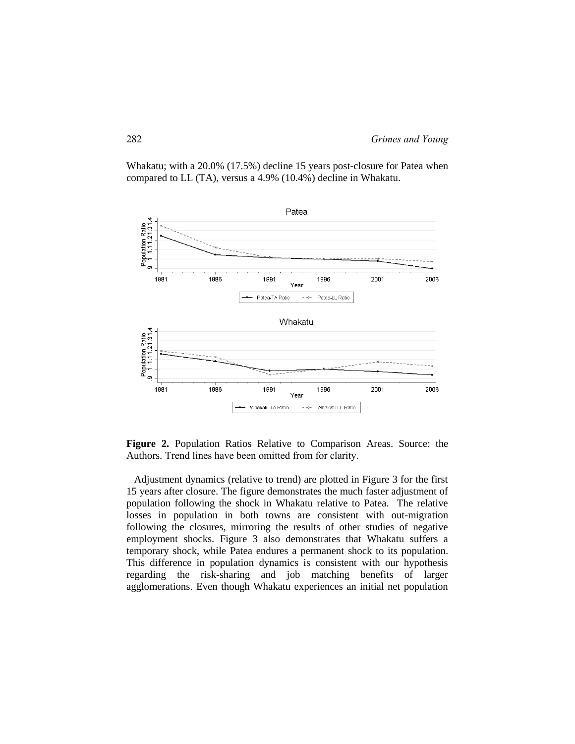Whakatu; with a 20.0% (17.5%) decline 15 years post-closure for Patea when compared to LL (TA), versus a 4.9% (10.4%) decline in Whakatu.

**Figure 2.** Population Ratios Relative to Comparison Areas. Source: the Authors. Trend lines have been omitted from for clarity.

Adjustment dynamics (relative to trend) are plotted in Figure 3 for the first 15 years after closure. The figure demonstrates the much faster adjustment of population following the shock in Whakatu relative to Patea. The relative losses in population in both towns are consistent with out-migration following the closures, mirroring the results of other studies of negative employment shocks. Figure 3 also demonstrates that Whakatu suffers a temporary shock, while Patea endures a permanent shock to its population. This difference in population dynamics is consistent with our hypothesis regarding the risk-sharing and job matching benefits of larger agglomerations. Even though Whakatu experiences an initial net population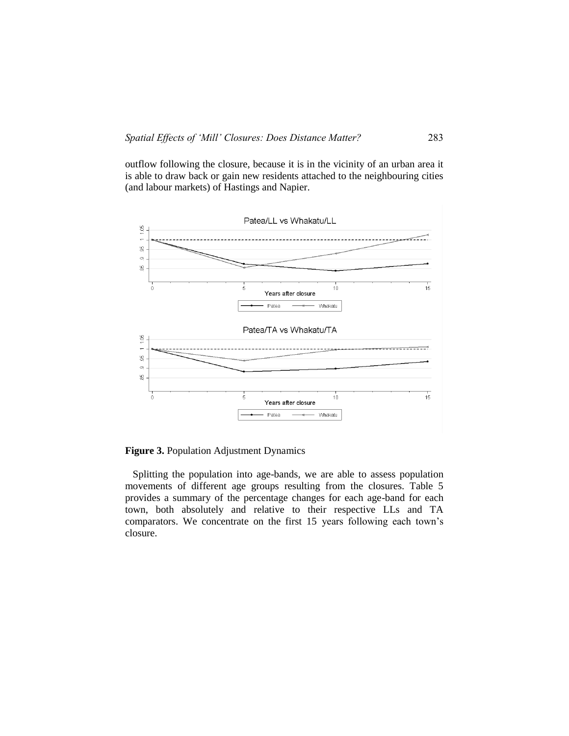outflow following the closure, because it is in the vicinity of an urban area it is able to draw back or gain new residents attached to the neighbouring cities (and labour markets) of Hastings and Napier.

**Figure 3.** Population Adjustment Dynamics

Splitting the population into age-bands, we are able to assess population movements of different age groups resulting from the closures. Table 5 provides a summary of the percentage changes for each age-band for each town, both absolutely and relative to their respective LLs and TA comparators. We concentrate on the first 15 years following each town's closure.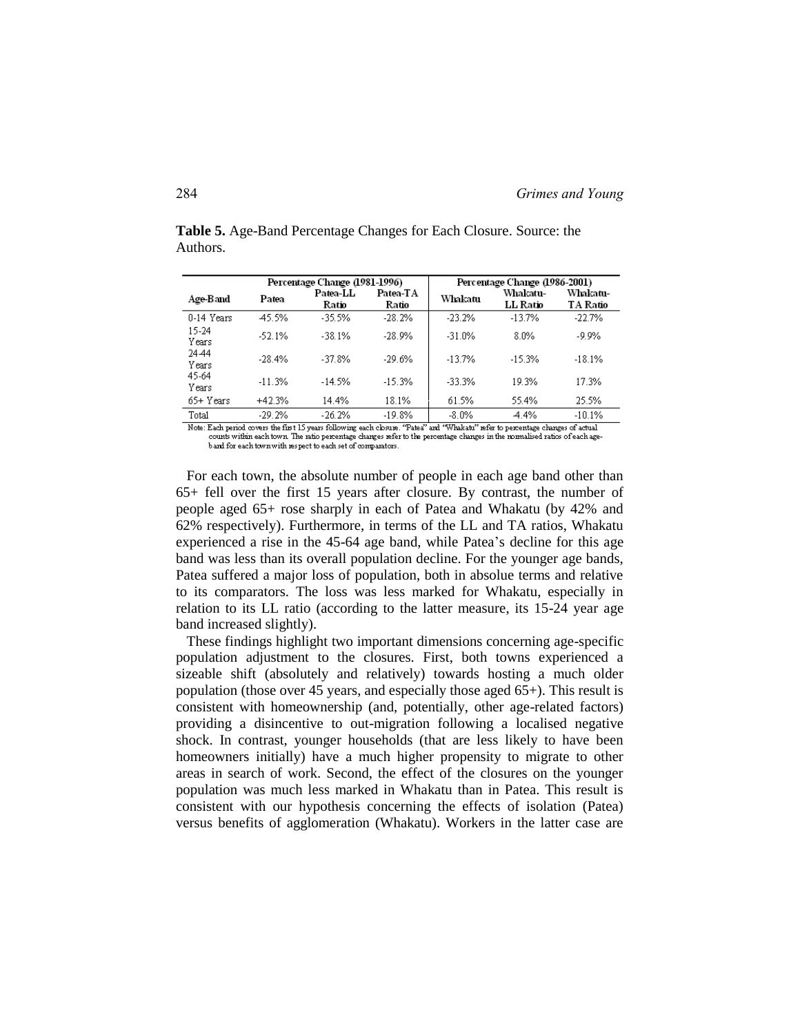**Table 5.** Age-Band Percentage Changes for Each Closure. Source: the Authors.

| Age-Band | Percentage Change (1981-1996) | | | Percentage Change (1986-2001) | | |
|---|---|---|---|---|---|---|
| | Patea | Patea-LL Ratio | Patea-TA Ratio | Whakatu | Whakatu-LL Ratio | Whakatu-TA Ratio |
| 0-14 Years | -45.5% | -35.5% | -28.2% | -23.2% | -13.7% | -22.7% |
| 15-24 Years | -52.1% | -38.1% | -28.9% | -31.0% | 8.0% | -9.9% |
| 24-44 Years | -28.4% | -37.8% | -29.6% | -13.7% | -15.3% | -18.1% |
| 45-64 Years | -11.3% | -14.5% | -15.3% | -33.3% | 19.3% | 17.3% |
| 65+ Years | +42.3% | 14.4% | 18.1% | 61.5% | 55.4% | 25.5% |
| Total | -29.2% | -26.2% | -19.8% | -8.0% | -4.4% | -10.1% |

Note: Each period covers the first 15 years following each closure. "Patea" and "Whakatu" refer to percentage changes of actual counts within each town. The ratio percentage changes refer to the percentage changes in the normalised ratios of each age-band for each town with respect to each set of comparators.

For each town, the absolute number of people in each age band other than 65+ fell over the first 15 years after closure. By contrast, the number of people aged 65+ rose sharply in each of Patea and Whakatu (by 42% and 62% respectively). Furthermore, in terms of the LL and TA ratios, Whakatu experienced a rise in the 45-64 age band, while Patea's decline for this age band was less than its overall population decline. For the younger age bands, Patea suffered a major loss of population, both in absolue terms and relative to its comparators. The loss was less marked for Whakatu, especially in relation to its LL ratio (according to the latter measure, its 15-24 year age band increased slightly).

These findings highlight two important dimensions concerning age-specific population adjustment to the closures. First, both towns experienced a sizeable shift (absolutely and relatively) towards hosting a much older population (those over 45 years, and especially those aged 65+). This result is consistent with homeownership (and, potentially, other age-related factors) providing a disincentive to out-migration following a localised negative shock. In contrast, younger households (that are less likely to have been homeowners initially) have a much higher propensity to migrate to other areas in search of work. Second, the effect of the closures on the younger population was much less marked in Whakatu than in Patea. This result is consistent with our hypothesis concerning the effects of isolation (Patea) versus benefits of agglomeration (Whakatu). Workers in the latter case are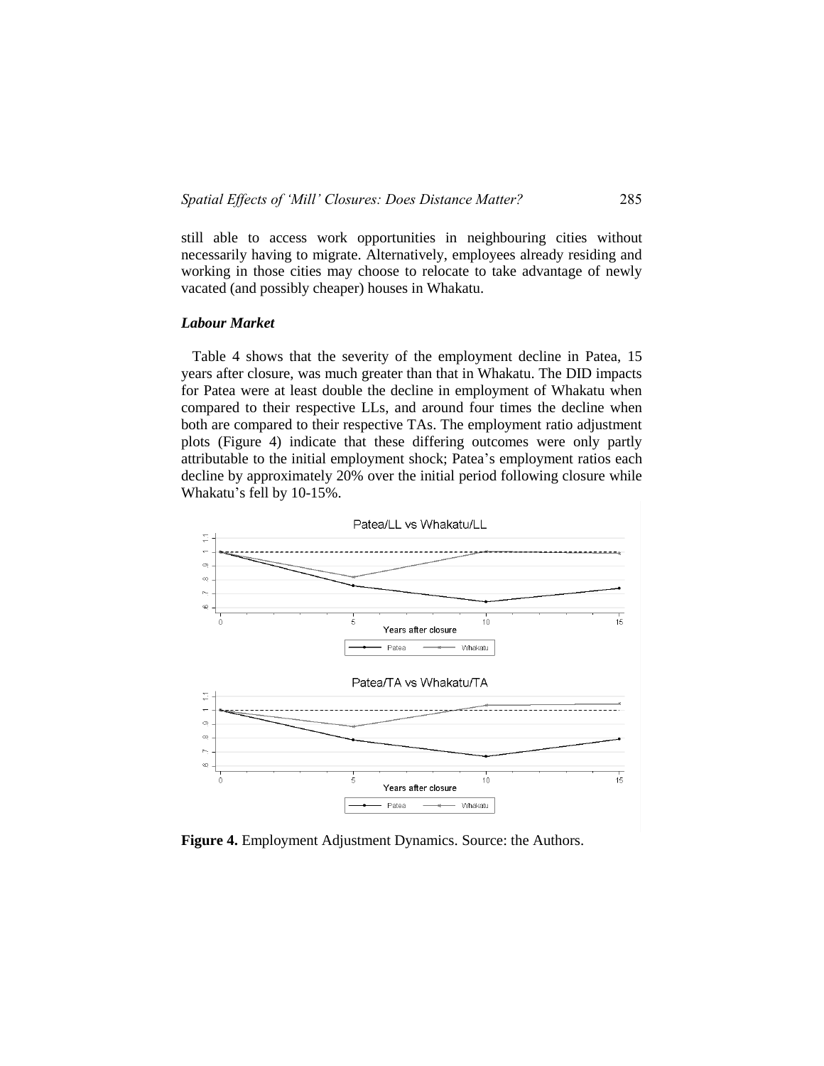still able to access work opportunities in neighbouring cities without necessarily having to migrate. Alternatively, employees already residing and working in those cities may choose to relocate to take advantage of newly vacated (and possibly cheaper) houses in Whakatu.

### *Labour Market*

Table 4 shows that the severity of the employment decline in Patea, 15 years after closure, was much greater than that in Whakatu. The DID impacts for Patea were at least double the decline in employment of Whakatu when compared to their respective LLs, and around four times the decline when both are compared to their respective TAs. The employment ratio adjustment plots (Figure 4) indicate that these differing outcomes were only partly attributable to the initial employment shock; Patea's employment ratios each decline by approximately 20% over the initial period following closure while Whakatu's fell by 10-15%.

**Figure 4.** Employment Adjustment Dynamics. Source: the Authors.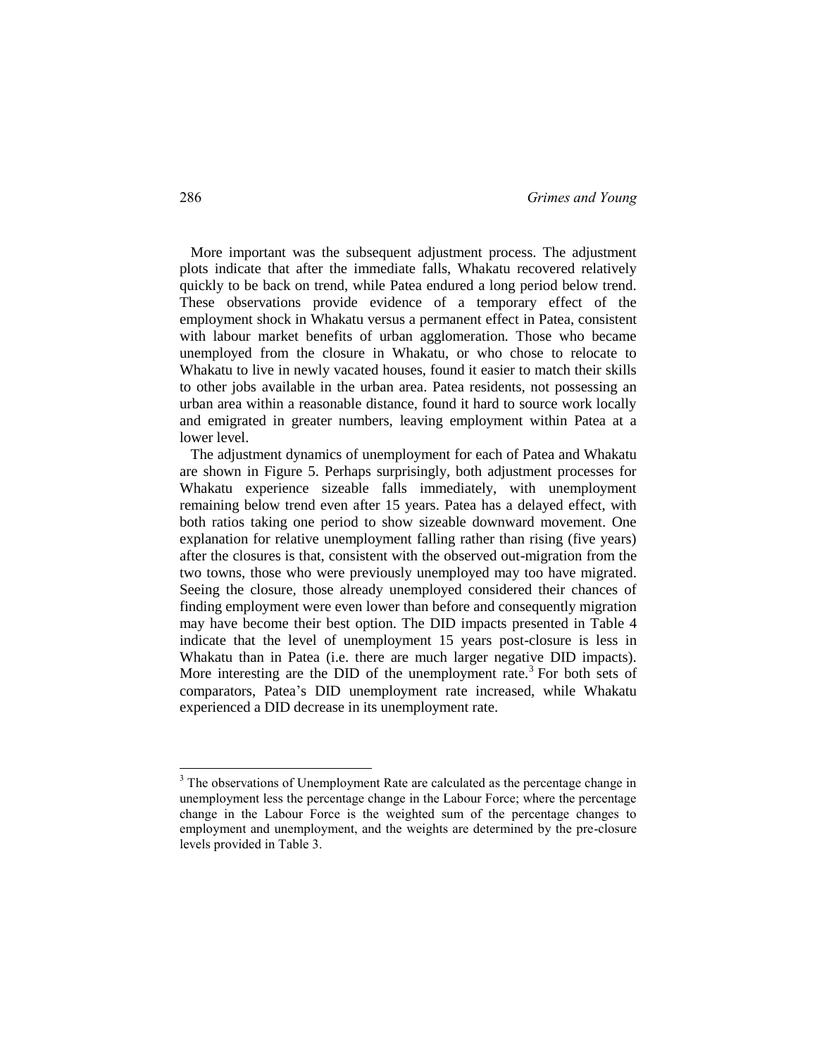More important was the subsequent adjustment process. The adjustment plots indicate that after the immediate falls, Whakatu recovered relatively quickly to be back on trend, while Patea endured a long period below trend. These observations provide evidence of a temporary effect of the employment shock in Whakatu versus a permanent effect in Patea, consistent with labour market benefits of urban agglomeration. Those who became unemployed from the closure in Whakatu, or who chose to relocate to Whakatu to live in newly vacated houses, found it easier to match their skills to other jobs available in the urban area. Patea residents, not possessing an urban area within a reasonable distance, found it hard to source work locally and emigrated in greater numbers, leaving employment within Patea at a lower level.

The adjustment dynamics of unemployment for each of Patea and Whakatu are shown in Figure 5. Perhaps surprisingly, both adjustment processes for Whakatu experience sizeable falls immediately, with unemployment remaining below trend even after 15 years. Patea has a delayed effect, with both ratios taking one period to show sizeable downward movement. One explanation for relative unemployment falling rather than rising (five years) after the closures is that, consistent with the observed out-migration from the two towns, those who were previously unemployed may too have migrated. Seeing the closure, those already unemployed considered their chances of finding employment were even lower than before and consequently migration may have become their best option. The DID impacts presented in Table 4 indicate that the level of unemployment 15 years post-closure is less in Whakatu than in Patea (i.e. there are much larger negative DID impacts). More interesting are the DID of the unemployment rate.[3] For both sets of comparators, Patea's DID unemployment rate increased, while Whakatu experienced a DID decrease in its unemployment rate.

---

[3] The observations of Unemployment Rate are calculated as the percentage change in unemployment less the percentage change in the Labour Force; where the percentage change in the Labour Force is the weighted sum of the percentage changes to employment and unemployment, and the weights are determined by the pre-closure levels provided in Table 3.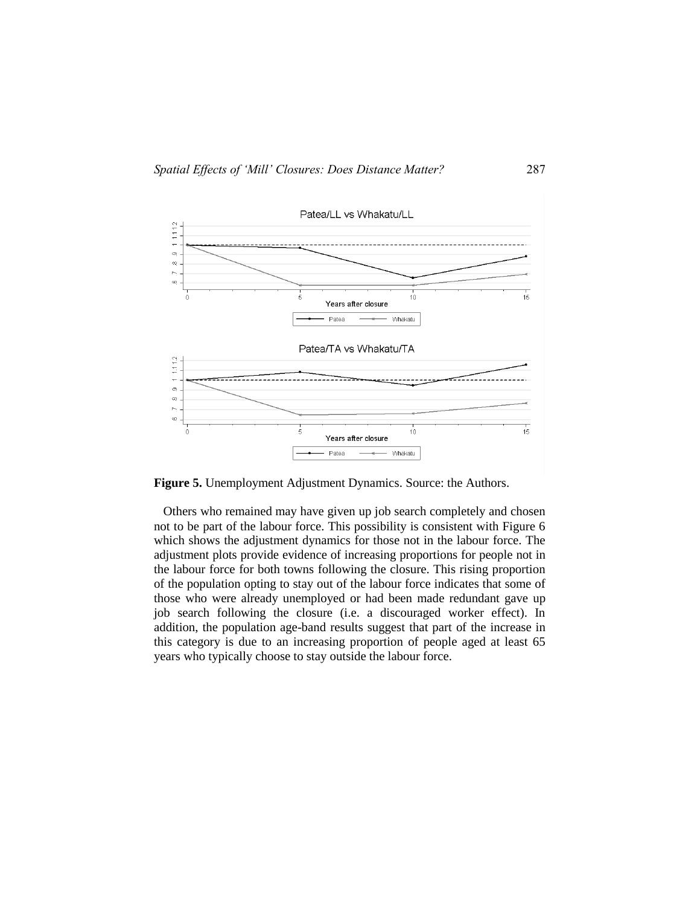**Figure 5.** Unemployment Adjustment Dynamics. Source: the Authors.

Others who remained may have given up job search completely and chosen not to be part of the labour force. This possibility is consistent with Figure 6 which shows the adjustment dynamics for those not in the labour force. The adjustment plots provide evidence of increasing proportions for people not in the labour force for both towns following the closure. This rising proportion of the population opting to stay out of the labour force indicates that some of those who were already unemployed or had been made redundant gave up job search following the closure (i.e. a discouraged worker effect). In addition, the population age-band results suggest that part of the increase in this category is due to an increasing proportion of people aged at least 65 years who typically choose to stay outside the labour force.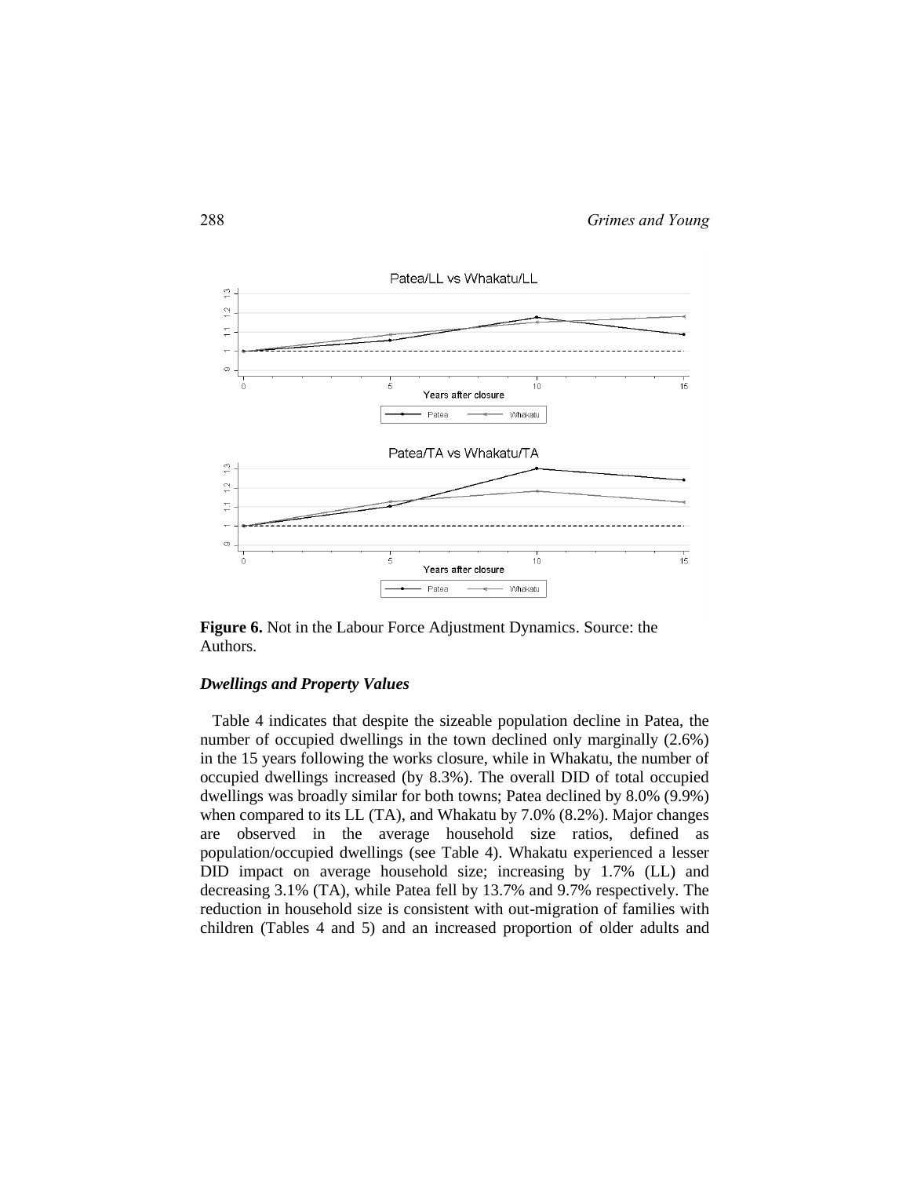**Figure 6.** Not in the Labour Force Adjustment Dynamics. Source: the Authors.

### *Dwellings and Property Values*

Table 4 indicates that despite the sizeable population decline in Patea, the number of occupied dwellings in the town declined only marginally (2.6%) in the 15 years following the works closure, while in Whakatu, the number of occupied dwellings increased (by 8.3%). The overall DID of total occupied dwellings was broadly similar for both towns; Patea declined by 8.0% (9.9%) when compared to its LL (TA), and Whakatu by 7.0% (8.2%). Major changes are observed in the average household size ratios, defined as population/occupied dwellings (see Table 4). Whakatu experienced a lesser DID impact on average household size; increasing by 1.7% (LL) and decreasing 3.1% (TA), while Patea fell by 13.7% and 9.7% respectively. The reduction in household size is consistent with out-migration of families with children (Tables 4 and 5) and an increased proportion of older adults and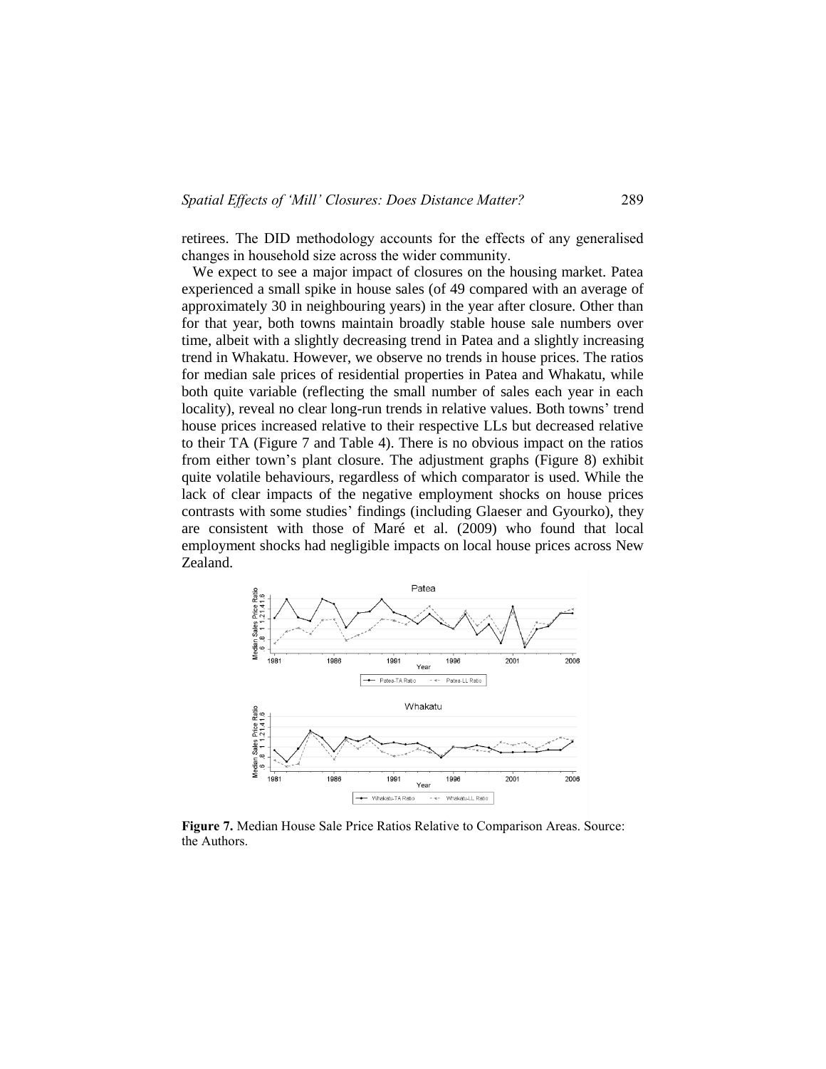retirees. The DID methodology accounts for the effects of any generalised changes in household size across the wider community.

We expect to see a major impact of closures on the housing market. Patea experienced a small spike in house sales (of 49 compared with an average of approximately 30 in neighbouring years) in the year after closure. Other than for that year, both towns maintain broadly stable house sale numbers over time, albeit with a slightly decreasing trend in Patea and a slightly increasing trend in Whakatu. However, we observe no trends in house prices. The ratios for median sale prices of residential properties in Patea and Whakatu, while both quite variable (reflecting the small number of sales each year in each locality), reveal no clear long-run trends in relative values. Both towns' trend house prices increased relative to their respective LLs but decreased relative to their TA (Figure 7 and Table 4). There is no obvious impact on the ratios from either town's plant closure. The adjustment graphs (Figure 8) exhibit quite volatile behaviours, regardless of which comparator is used. While the lack of clear impacts of the negative employment shocks on house prices contrasts with some studies' findings (including Glaeser and Gyourko), they are consistent with those of Maré et al. (2009) who found that local employment shocks had negligible impacts on local house prices across New Zealand.

**Figure 7.** Median House Sale Price Ratios Relative to Comparison Areas. Source: the Authors.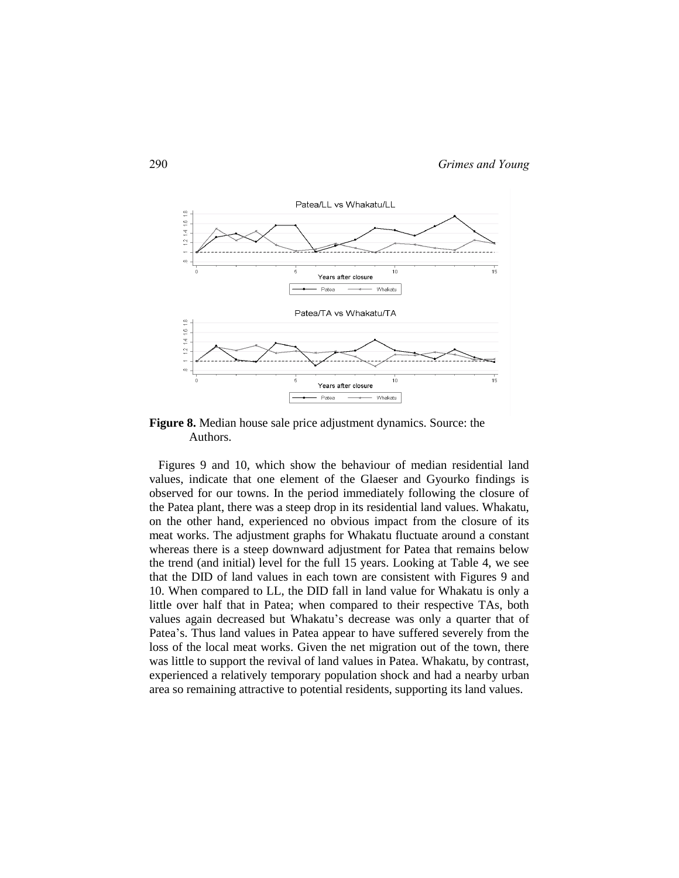**Figure 8.** Median house sale price adjustment dynamics. Source: the Authors.

Figures 9 and 10, which show the behaviour of median residential land values, indicate that one element of the Glaeser and Gyourko findings is observed for our towns. In the period immediately following the closure of the Patea plant, there was a steep drop in its residential land values. Whakatu, on the other hand, experienced no obvious impact from the closure of its meat works. The adjustment graphs for Whakatu fluctuate around a constant whereas there is a steep downward adjustment for Patea that remains below the trend (and initial) level for the full 15 years. Looking at Table 4, we see that the DID of land values in each town are consistent with Figures 9 and 10. When compared to LL, the DID fall in land value for Whakatu is only a little over half that in Patea; when compared to their respective TAs, both values again decreased but Whakatu's decrease was only a quarter that of Patea's. Thus land values in Patea appear to have suffered severely from the loss of the local meat works. Given the net migration out of the town, there was little to support the revival of land values in Patea. Whakatu, by contrast, experienced a relatively temporary population shock and had a nearby urban area so remaining attractive to potential residents, supporting its land values.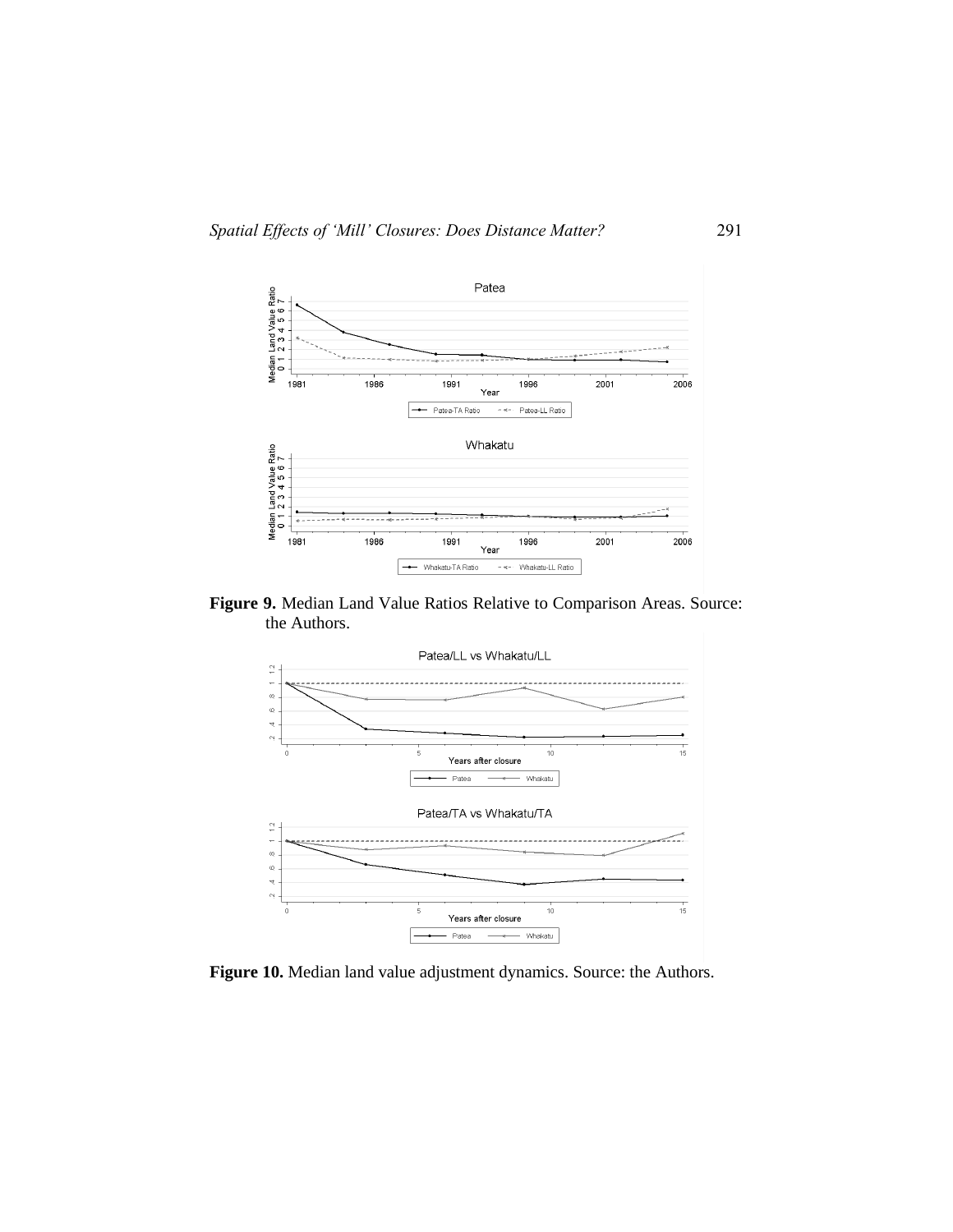**Figure 9.** Median Land Value Ratios Relative to Comparison Areas. Source: the Authors.

**Figure 10.** Median land value adjustment dynamics. Source: the Authors.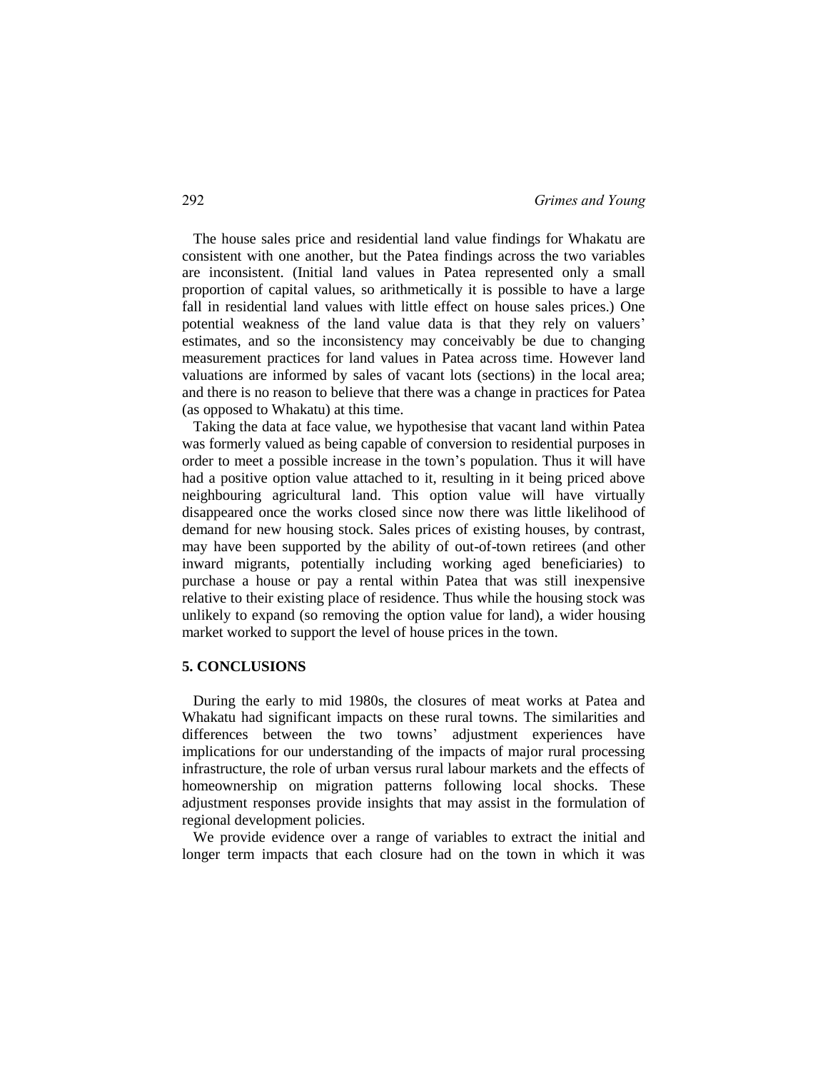The house sales price and residential land value findings for Whakatu are consistent with one another, but the Patea findings across the two variables are inconsistent. (Initial land values in Patea represented only a small proportion of capital values, so arithmetically it is possible to have a large fall in residential land values with little effect on house sales prices.) One potential weakness of the land value data is that they rely on valuers' estimates, and so the inconsistency may conceivably be due to changing measurement practices for land values in Patea across time. However land valuations are informed by sales of vacant lots (sections) in the local area; and there is no reason to believe that there was a change in practices for Patea (as opposed to Whakatu) at this time.

Taking the data at face value, we hypothesise that vacant land within Patea was formerly valued as being capable of conversion to residential purposes in order to meet a possible increase in the town's population. Thus it will have had a positive option value attached to it, resulting in it being priced above neighbouring agricultural land. This option value will have virtually disappeared once the works closed since now there was little likelihood of demand for new housing stock. Sales prices of existing houses, by contrast, may have been supported by the ability of out-of-town retirees (and other inward migrants, potentially including working aged beneficiaries) to purchase a house or pay a rental within Patea that was still inexpensive relative to their existing place of residence. Thus while the housing stock was unlikely to expand (so removing the option value for land), a wider housing market worked to support the level of house prices in the town.

## 5. CONCLUSIONS

During the early to mid 1980s, the closures of meat works at Patea and Whakatu had significant impacts on these rural towns. The similarities and differences between the two towns' adjustment experiences have implications for our understanding of the impacts of major rural processing infrastructure, the role of urban versus rural labour markets and the effects of homeownership on migration patterns following local shocks. These adjustment responses provide insights that may assist in the formulation of regional development policies.

We provide evidence over a range of variables to extract the initial and longer term impacts that each closure had on the town in which it was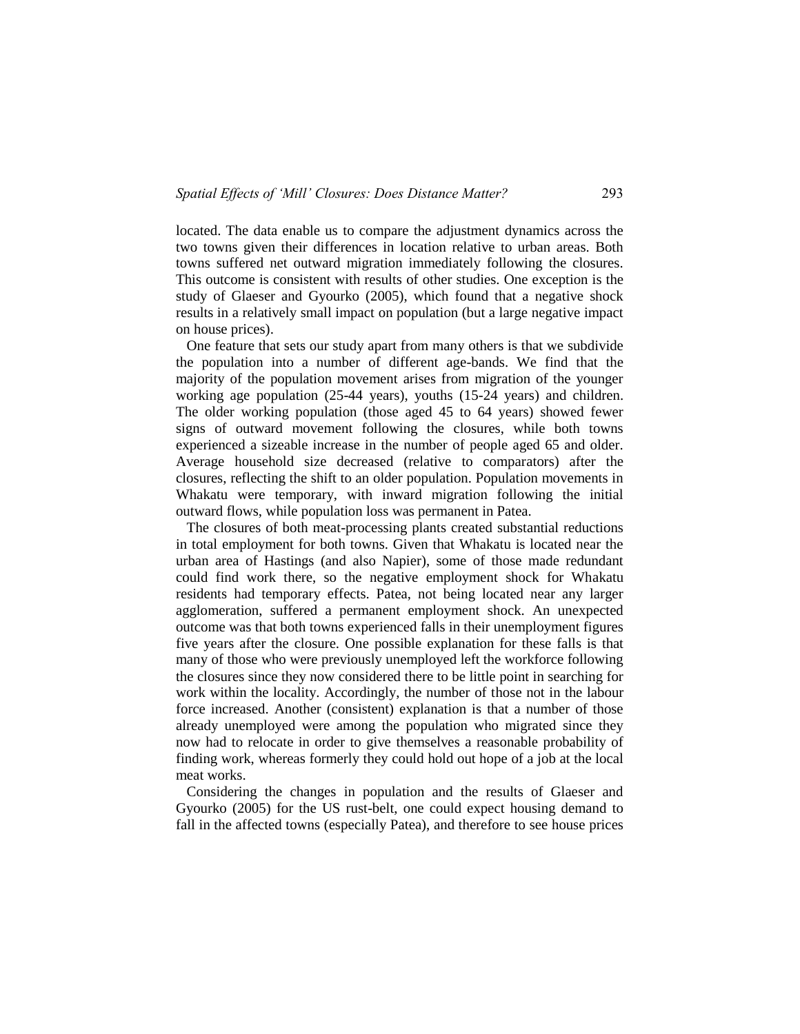located. The data enable us to compare the adjustment dynamics across the two towns given their differences in location relative to urban areas. Both towns suffered net outward migration immediately following the closures. This outcome is consistent with results of other studies. One exception is the study of Glaeser and Gyourko (2005), which found that a negative shock results in a relatively small impact on population (but a large negative impact on house prices).

One feature that sets our study apart from many others is that we subdivide the population into a number of different age-bands. We find that the majority of the population movement arises from migration of the younger working age population (25-44 years), youths (15-24 years) and children. The older working population (those aged 45 to 64 years) showed fewer signs of outward movement following the closures, while both towns experienced a sizeable increase in the number of people aged 65 and older. Average household size decreased (relative to comparators) after the closures, reflecting the shift to an older population. Population movements in Whakatu were temporary, with inward migration following the initial outward flows, while population loss was permanent in Patea.

The closures of both meat-processing plants created substantial reductions in total employment for both towns. Given that Whakatu is located near the urban area of Hastings (and also Napier), some of those made redundant could find work there, so the negative employment shock for Whakatu residents had temporary effects. Patea, not being located near any larger agglomeration, suffered a permanent employment shock. An unexpected outcome was that both towns experienced falls in their unemployment figures five years after the closure. One possible explanation for these falls is that many of those who were previously unemployed left the workforce following the closures since they now considered there to be little point in searching for work within the locality. Accordingly, the number of those not in the labour force increased. Another (consistent) explanation is that a number of those already unemployed were among the population who migrated since they now had to relocate in order to give themselves a reasonable probability of finding work, whereas formerly they could hold out hope of a job at the local meat works.

Considering the changes in population and the results of Glaeser and Gyourko (2005) for the US rust-belt, one could expect housing demand to fall in the affected towns (especially Patea), and therefore to see house prices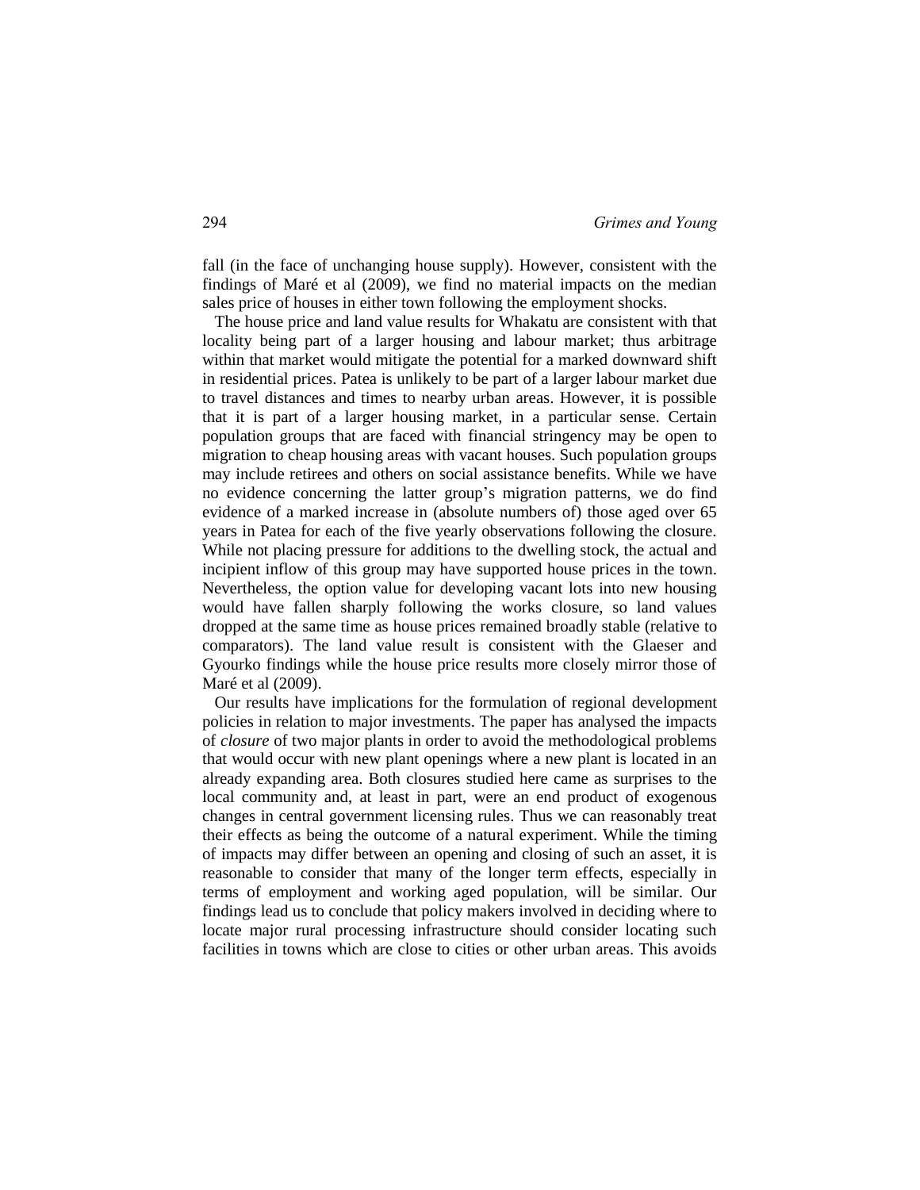fall (in the face of unchanging house supply). However, consistent with the findings of Maré et al (2009), we find no material impacts on the median sales price of houses in either town following the employment shocks.

The house price and land value results for Whakatu are consistent with that locality being part of a larger housing and labour market; thus arbitrage within that market would mitigate the potential for a marked downward shift in residential prices. Patea is unlikely to be part of a larger labour market due to travel distances and times to nearby urban areas. However, it is possible that it is part of a larger housing market, in a particular sense. Certain population groups that are faced with financial stringency may be open to migration to cheap housing areas with vacant houses. Such population groups may include retirees and others on social assistance benefits. While we have no evidence concerning the latter group's migration patterns, we do find evidence of a marked increase in (absolute numbers of) those aged over 65 years in Patea for each of the five yearly observations following the closure. While not placing pressure for additions to the dwelling stock, the actual and incipient inflow of this group may have supported house prices in the town. Nevertheless, the option value for developing vacant lots into new housing would have fallen sharply following the works closure, so land values dropped at the same time as house prices remained broadly stable (relative to comparators). The land value result is consistent with the Glaeser and Gyourko findings while the house price results more closely mirror those of Maré et al (2009).

Our results have implications for the formulation of regional development policies in relation to major investments. The paper has analysed the impacts of *closure* of two major plants in order to avoid the methodological problems that would occur with new plant openings where a new plant is located in an already expanding area. Both closures studied here came as surprises to the local community and, at least in part, were an end product of exogenous changes in central government licensing rules. Thus we can reasonably treat their effects as being the outcome of a natural experiment. While the timing of impacts may differ between an opening and closing of such an asset, it is reasonable to consider that many of the longer term effects, especially in terms of employment and working aged population, will be similar. Our findings lead us to conclude that policy makers involved in deciding where to locate major rural processing infrastructure should consider locating such facilities in towns which are close to cities or other urban areas. This avoids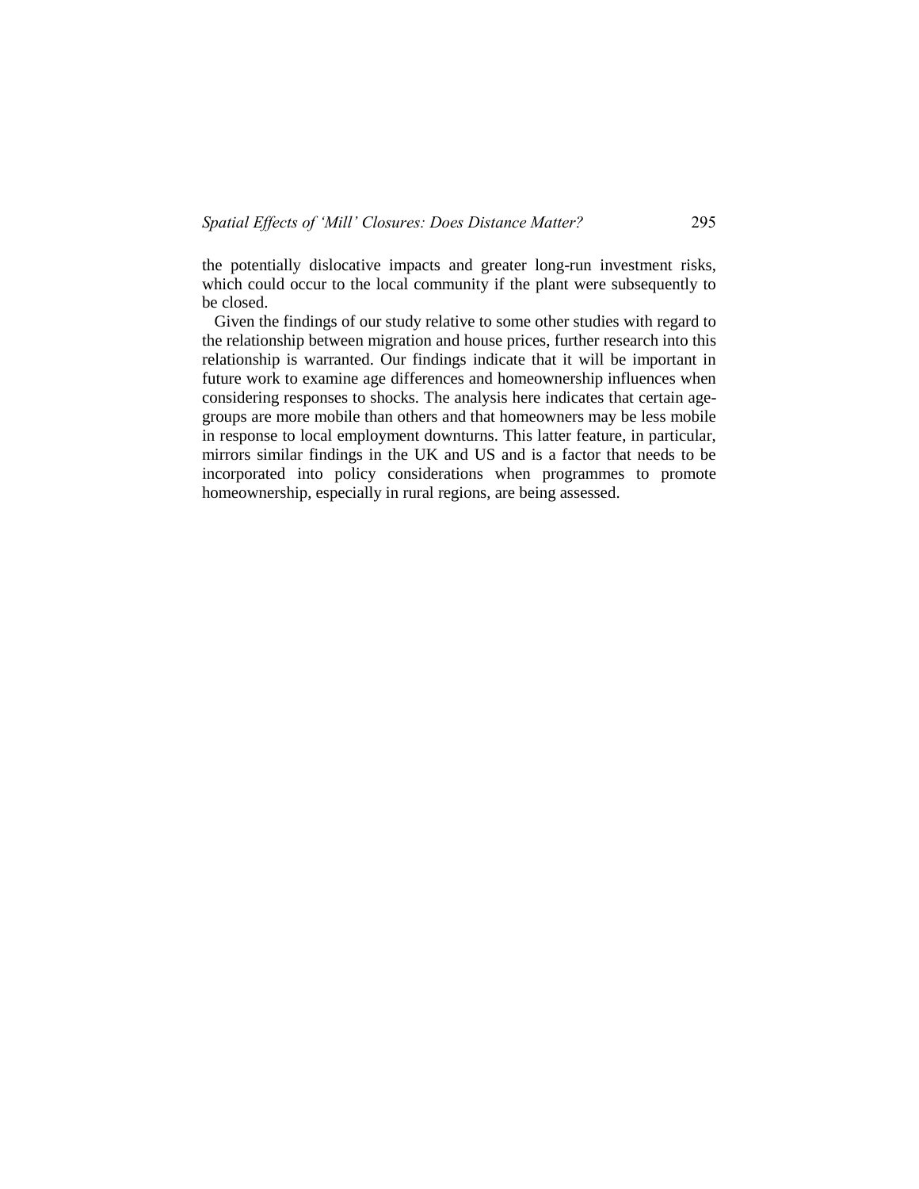the potentially dislocative impacts and greater long-run investment risks, which could occur to the local community if the plant were subsequently to be closed.

Given the findings of our study relative to some other studies with regard to the relationship between migration and house prices, further research into this relationship is warranted. Our findings indicate that it will be important in future work to examine age differences and homeownership influences when considering responses to shocks. The analysis here indicates that certain age-groups are more mobile than others and that homeowners may be less mobile in response to local employment downturns. This latter feature, in particular, mirrors similar findings in the UK and US and is a factor that needs to be incorporated into policy considerations when programmes to promote homeownership, especially in rural regions, are being assessed.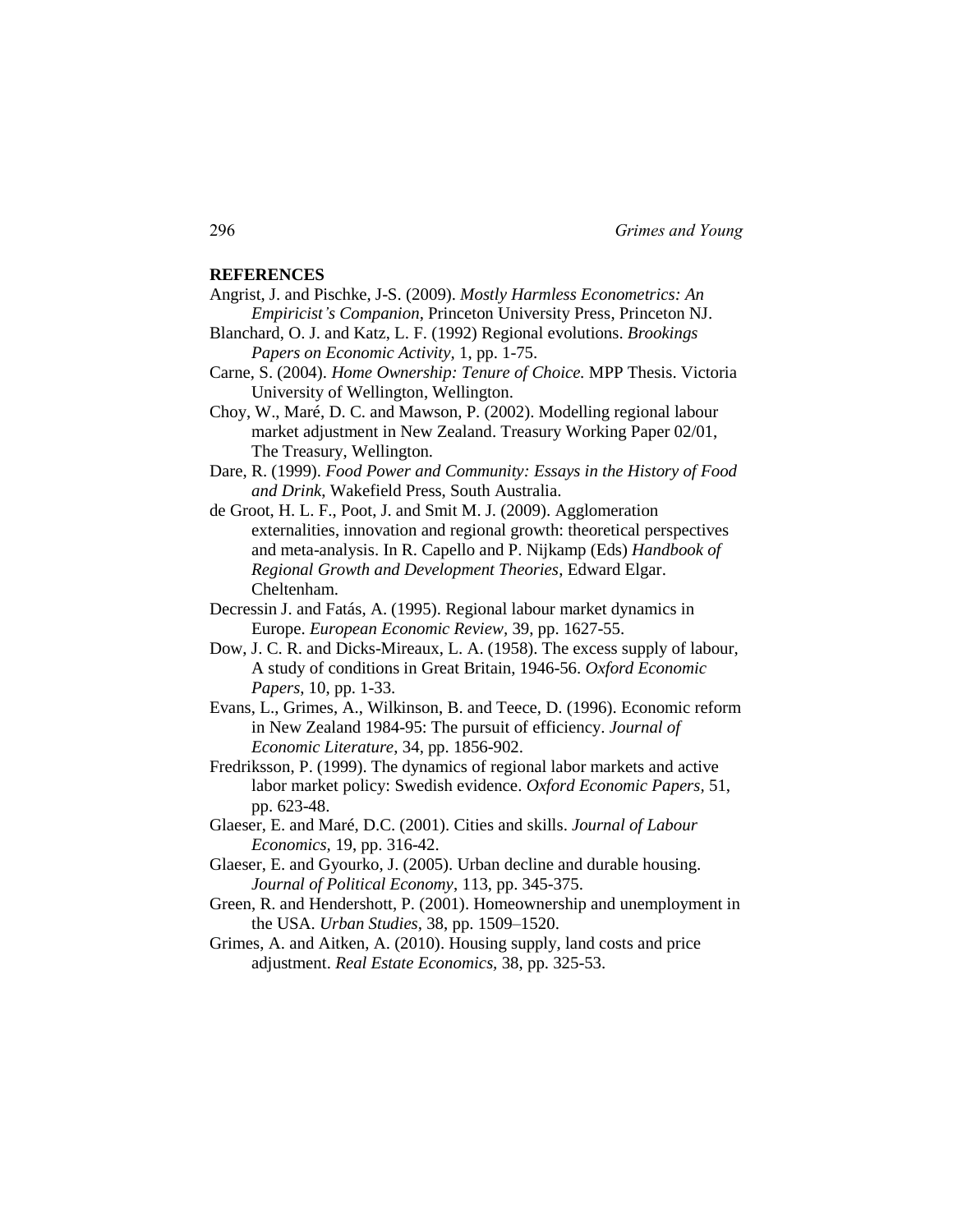**REFERENCES**

Angrist, J. and Pischke, J-S. (2009). *Mostly Harmless Econometrics: An Empiricist's Companion*, Princeton University Press, Princeton NJ.

Blanchard, O. J. and Katz, L. F. (1992) Regional evolutions. *Brookings Papers on Economic Activity*, 1, pp. 1-75.

Carne, S. (2004). *Home Ownership: Tenure of Choice.* MPP Thesis. Victoria University of Wellington, Wellington.

Choy, W., Maré, D. C. and Mawson, P. (2002). Modelling regional labour market adjustment in New Zealand. Treasury Working Paper 02/01, The Treasury, Wellington.

Dare, R. (1999). *Food Power and Community: Essays in the History of Food and Drink*, Wakefield Press, South Australia.

de Groot, H. L. F., Poot, J. and Smit M. J. (2009). Agglomeration externalities, innovation and regional growth: theoretical perspectives and meta-analysis. In R. Capello and P. Nijkamp (Eds) *Handbook of Regional Growth and Development Theories*, Edward Elgar. Cheltenham.

Decressin J. and Fatás, A. (1995). Regional labour market dynamics in Europe. *European Economic Review*, 39, pp. 1627-55.

Dow, J. C. R. and Dicks-Mireaux, L. A. (1958). The excess supply of labour, A study of conditions in Great Britain, 1946-56. *Oxford Economic Papers*, 10, pp. 1-33.

Evans, L., Grimes, A., Wilkinson, B. and Teece, D. (1996). Economic reform in New Zealand 1984-95: The pursuit of efficiency. *Journal of Economic Literature*, 34, pp. 1856-902.

Fredriksson, P. (1999). The dynamics of regional labor markets and active labor market policy: Swedish evidence. *Oxford Economic Papers*, 51, pp. 623-48.

Glaeser, E. and Maré, D.C. (2001). Cities and skills. *Journal of Labour Economics*, 19, pp. 316-42.

Glaeser, E. and Gyourko, J. (2005). Urban decline and durable housing. *Journal of Political Economy*, 113, pp. 345-375.

Green, R. and Hendershott, P. (2001). Homeownership and unemployment in the USA. *Urban Studies*, 38, pp. 1509–1520.

Grimes, A. and Aitken, A. (2010). Housing supply, land costs and price adjustment. *Real Estate Economics*, 38, pp. 325-53.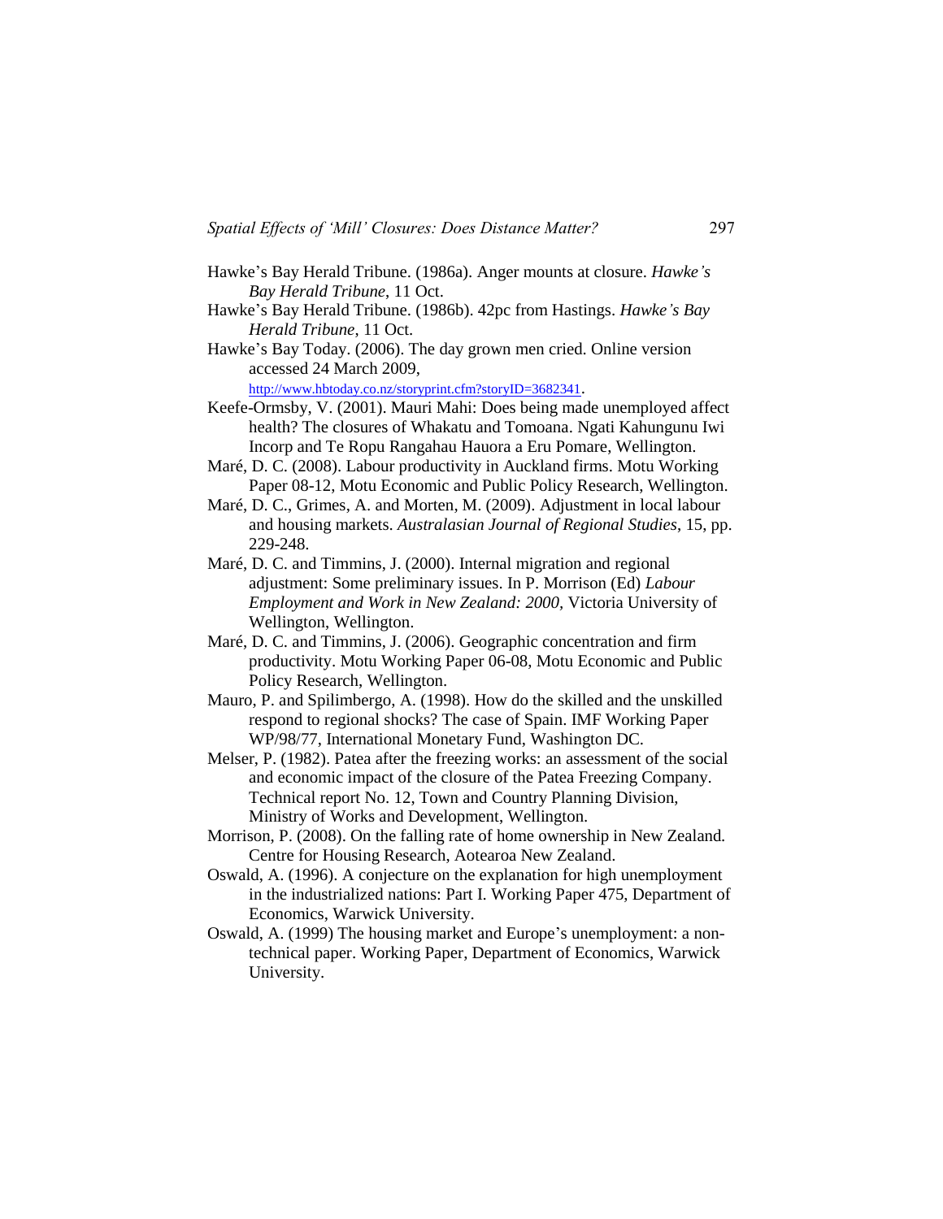Hawke's Bay Herald Tribune. (1986a). Anger mounts at closure. *Hawke's Bay Herald Tribune*, 11 Oct.

Hawke's Bay Herald Tribune. (1986b). 42pc from Hastings. *Hawke's Bay Herald Tribune*, 11 Oct.

Hawke's Bay Today. (2006). The day grown men cried. Online version accessed 24 March 2009, http://www.hbtoday.co.nz/storyprint.cfm?storyID=3682341.

Keefe-Ormsby, V. (2001). Mauri Mahi: Does being made unemployed affect health? The closures of Whakatu and Tomoana. Ngati Kahungunu Iwi Incorp and Te Ropu Rangahau Hauora a Eru Pomare, Wellington.

Maré, D. C. (2008). Labour productivity in Auckland firms. Motu Working Paper 08-12, Motu Economic and Public Policy Research, Wellington.

Maré, D. C., Grimes, A. and Morten, M. (2009). Adjustment in local labour and housing markets. *Australasian Journal of Regional Studies*, 15, pp. 229-248.

Maré, D. C. and Timmins, J. (2000). Internal migration and regional adjustment: Some preliminary issues. In P. Morrison (Ed) *Labour Employment and Work in New Zealand: 2000*, Victoria University of Wellington, Wellington.

Maré, D. C. and Timmins, J. (2006). Geographic concentration and firm productivity. Motu Working Paper 06-08, Motu Economic and Public Policy Research, Wellington.

Mauro, P. and Spilimbergo, A. (1998). How do the skilled and the unskilled respond to regional shocks? The case of Spain. IMF Working Paper WP/98/77, International Monetary Fund, Washington DC.

Melser, P. (1982). Patea after the freezing works: an assessment of the social and economic impact of the closure of the Patea Freezing Company. Technical report No. 12, Town and Country Planning Division, Ministry of Works and Development, Wellington.

Morrison, P. (2008). On the falling rate of home ownership in New Zealand. Centre for Housing Research, Aotearoa New Zealand.

Oswald, A. (1996). A conjecture on the explanation for high unemployment in the industrialized nations: Part I. Working Paper 475, Department of Economics, Warwick University.

Oswald, A. (1999) The housing market and Europe's unemployment: a non-technical paper. Working Paper, Department of Economics, Warwick University.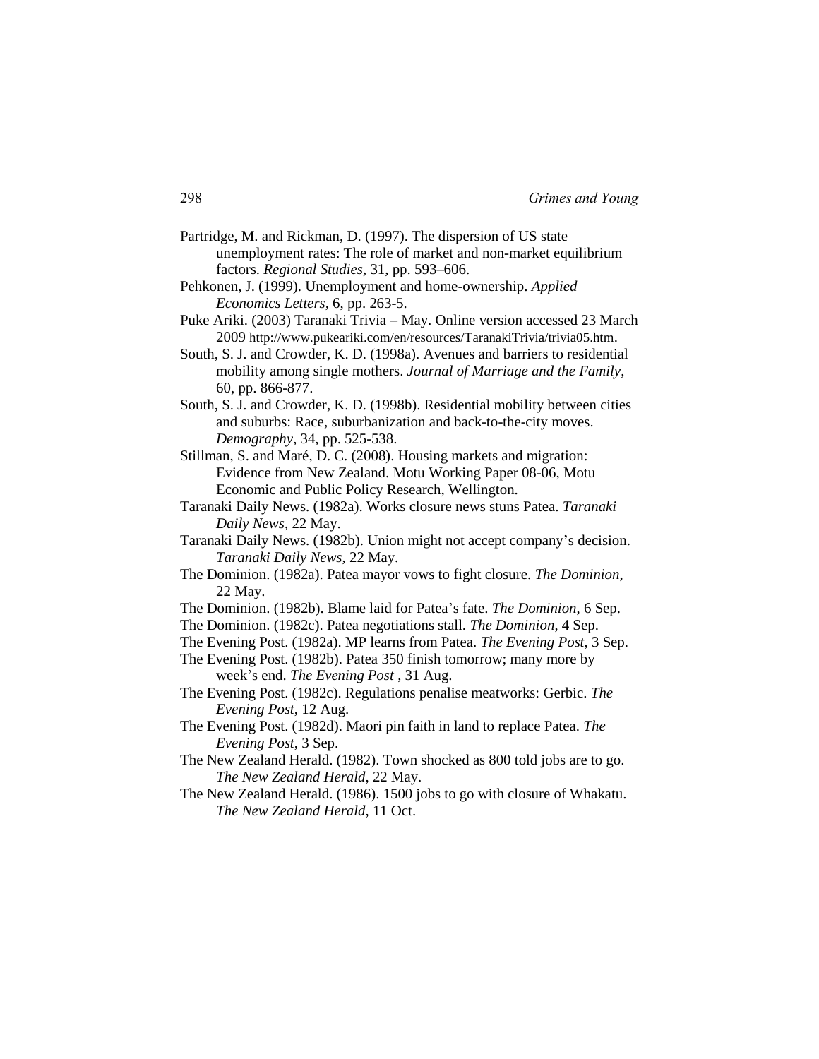Partridge, M. and Rickman, D. (1997). The dispersion of US state unemployment rates: The role of market and non-market equilibrium factors. *Regional Studies*, 31, pp. 593–606.

Pehkonen, J. (1999). Unemployment and home-ownership. *Applied Economics Letters*, 6, pp. 263-5.

Puke Ariki. (2003) Taranaki Trivia – May. Online version accessed 23 March 2009 http://www.pukeariki.com/en/resources/TaranakiTrivia/trivia05.htm.

South, S. J. and Crowder, K. D. (1998a). Avenues and barriers to residential mobility among single mothers. *Journal of Marriage and the Family*, 60, pp. 866-877.

South, S. J. and Crowder, K. D. (1998b). Residential mobility between cities and suburbs: Race, suburbanization and back-to-the-city moves. *Demography*, 34, pp. 525-538.

Stillman, S. and Maré, D. C. (2008). Housing markets and migration: Evidence from New Zealand. Motu Working Paper 08-06, Motu Economic and Public Policy Research, Wellington.

Taranaki Daily News. (1982a). Works closure news stuns Patea. *Taranaki Daily News*, 22 May.

Taranaki Daily News. (1982b). Union might not accept company's decision. *Taranaki Daily News*, 22 May.

The Dominion. (1982a). Patea mayor vows to fight closure. *The Dominion*, 22 May.

The Dominion. (1982b). Blame laid for Patea's fate. *The Dominion*, 6 Sep.

The Dominion. (1982c). Patea negotiations stall. *The Dominion*, 4 Sep.

The Evening Post. (1982a). MP learns from Patea. *The Evening Post*, 3 Sep.

The Evening Post. (1982b). Patea 350 finish tomorrow; many more by week's end. *The Evening Post* , 31 Aug.

The Evening Post. (1982c). Regulations penalise meatworks: Gerbic. *The Evening Post*, 12 Aug.

The Evening Post. (1982d). Maori pin faith in land to replace Patea. *The Evening Post*, 3 Sep.

The New Zealand Herald. (1982). Town shocked as 800 told jobs are to go. *The New Zealand Herald*, 22 May.

The New Zealand Herald. (1986). 1500 jobs to go with closure of Whakatu. *The New Zealand Herald*, 11 Oct.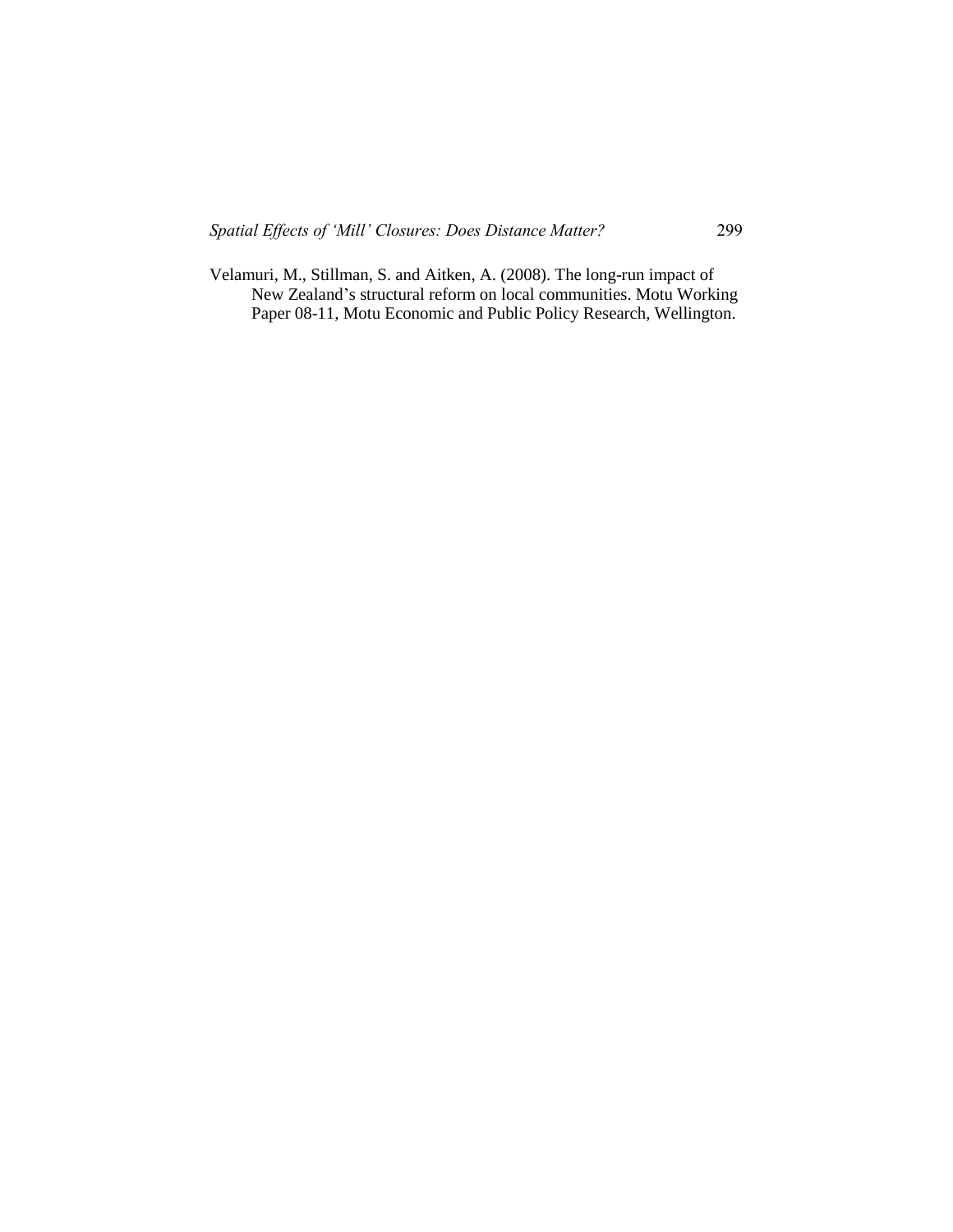Velamuri, M., Stillman, S. and Aitken, A. (2008). The long-run impact of New Zealand's structural reform on local communities. Motu Working Paper 08-11, Motu Economic and Public Policy Research, Wellington.